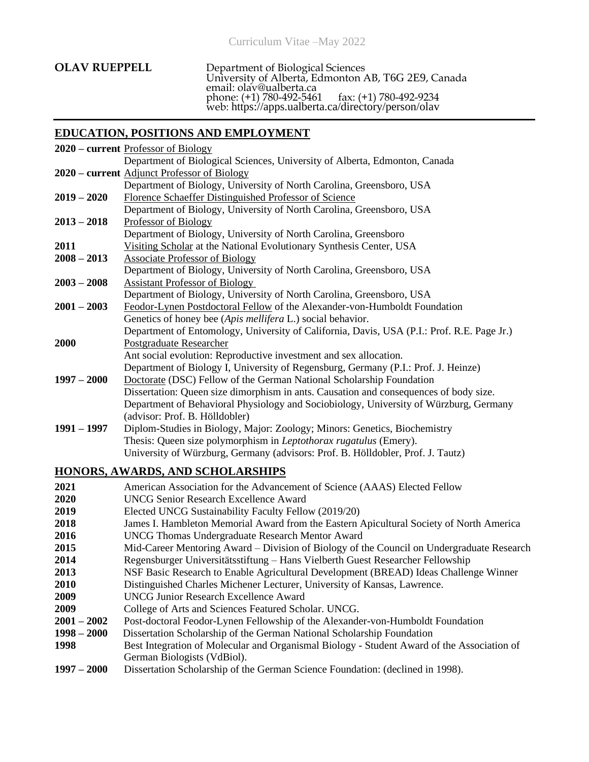Curriculum Vitae –May 2022

**OLAV RUEPPELL**

Department of Biological Sciences
University of Alberta, Edmonton AB, T6G 2E9, Canada
email: olav@ualberta.ca
phone: (+1) 780-492-5461 fax: (+1) 780-492-9234
web: https://apps.ualberta.ca/directory/person/olav

## EDUCATION, POSITIONS AND EMPLOYMENT

**2020 – current** Professor of Biology
Department of Biological Sciences, University of Alberta, Edmonton, Canada

**2020 – current** Adjunct Professor of Biology
Department of Biology, University of North Carolina, Greensboro, USA

**2019 – 2020** Florence Schaeffer Distinguished Professor of Science
Department of Biology, University of North Carolina, Greensboro, USA

**2013 – 2018** Professor of Biology
Department of Biology, University of North Carolina, Greensboro

**2011** Visiting Scholar at the National Evolutionary Synthesis Center, USA

**2008 – 2013** Associate Professor of Biology
Department of Biology, University of North Carolina, Greensboro, USA

**2003 – 2008** Assistant Professor of Biology
Department of Biology, University of North Carolina, Greensboro, USA

**2001 – 2003** Feodor-Lynen Postdoctoral Fellow of the Alexander-von-Humboldt Foundation
Genetics of honey bee (*Apis mellifera* L.) social behavior.
Department of Entomology, University of California, Davis, USA (P.I.: Prof. R.E. Page Jr.)

**2000** Postgraduate Researcher
Ant social evolution: Reproductive investment and sex allocation.
Department of Biology I, University of Regensburg, Germany (P.I.: Prof. J. Heinze)

**1997 – 2000** Doctorate (DSC) Fellow of the German National Scholarship Foundation
Dissertation: Queen size dimorphism in ants. Causation and consequences of body size.
Department of Behavioral Physiology and Sociobiology, University of Würzburg, Germany (advisor: Prof. B. Hölldobler)

**1991 – 1997** Diplom-Studies in Biology, Major: Zoology; Minors: Genetics, Biochemistry
Thesis: Queen size polymorphism in *Leptothorax rugatulus* (Emery).
University of Würzburg, Germany (advisors: Prof. B. Hölldobler, Prof. J. Tautz)

## HONORS, AWARDS, AND SCHOLARSHIPS

**2021** American Association for the Advancement of Science (AAAS) Elected Fellow
**2020** UNCG Senior Research Excellence Award
**2019** Elected UNCG Sustainability Faculty Fellow (2019/20)
**2018** James I. Hambleton Memorial Award from the Eastern Apicultural Society of North America
**2016** UNCG Thomas Undergraduate Research Mentor Award
**2015** Mid-Career Mentoring Award – Division of Biology of the Council on Undergraduate Research
**2014** Regensburger Universitätsstiftung – Hans Vielberth Guest Researcher Fellowship
**2013** NSF Basic Research to Enable Agricultural Development (BREAD) Ideas Challenge Winner
**2010** Distinguished Charles Michener Lecturer, University of Kansas, Lawrence.
**2009** UNCG Junior Research Excellence Award
**2009** College of Arts and Sciences Featured Scholar. UNCG.
**2001 – 2002** Post-doctoral Feodor-Lynen Fellowship of the Alexander-von-Humboldt Foundation
**1998 – 2000** Dissertation Scholarship of the German National Scholarship Foundation
**1998** Best Integration of Molecular and Organismal Biology - Student Award of the Association of German Biologists (VdBiol).
**1997 – 2000** Dissertation Scholarship of the German Science Foundation: (declined in 1998).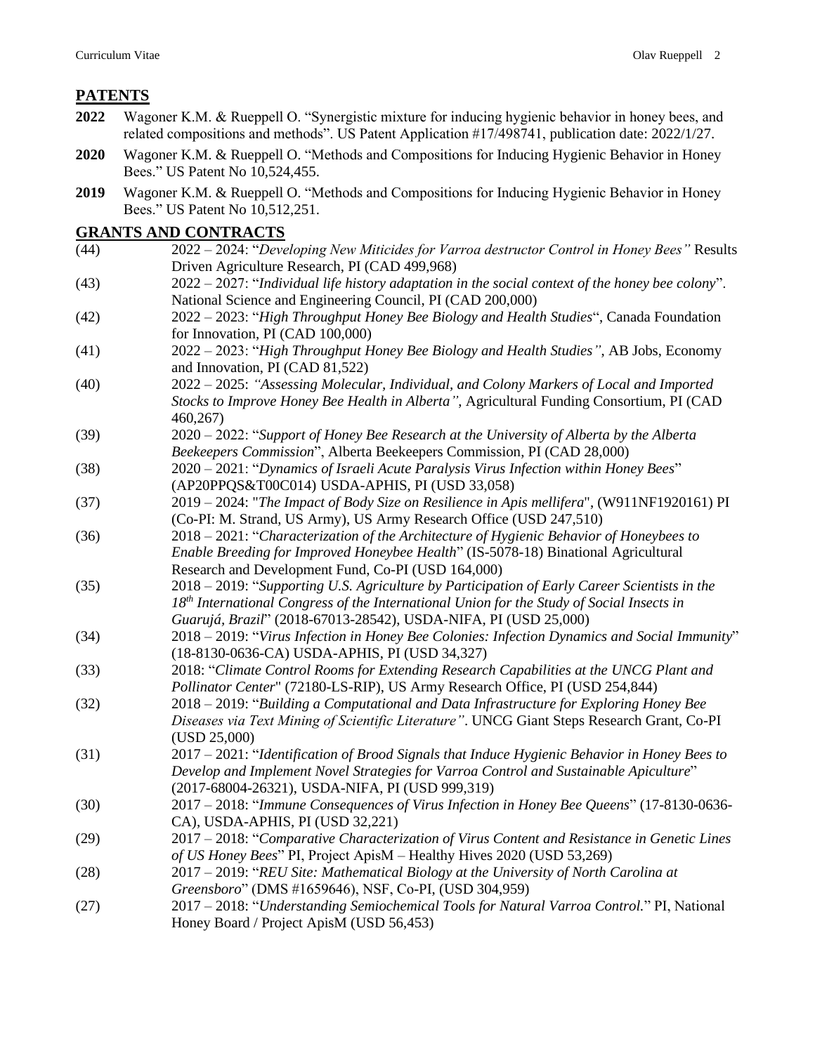## PATENTS

**2022** Wagoner K.M. & Rueppell O. "Synergistic mixture for inducing hygienic behavior in honey bees, and related compositions and methods". US Patent Application #17/498741, publication date: 2022/1/27.

**2020** Wagoner K.M. & Rueppell O. "Methods and Compositions for Inducing Hygienic Behavior in Honey Bees." US Patent No 10,524,455.

**2019** Wagoner K.M. & Rueppell O. "Methods and Compositions for Inducing Hygienic Behavior in Honey Bees." US Patent No 10,512,251.

## GRANTS AND CONTRACTS

(44) 2022 – 2024: "*Developing New Miticides for Varroa destructor Control in Honey Bees"* Results Driven Agriculture Research, PI (CAD 499,968)

(43) 2022 – 2027: "*Individual life history adaptation in the social context of the honey bee colony*". National Science and Engineering Council, PI (CAD 200,000)

(42) 2022 – 2023: "*High Throughput Honey Bee Biology and Health Studies*", Canada Foundation for Innovation, PI (CAD 100,000)

(41) 2022 – 2023: "*High Throughput Honey Bee Biology and Health Studies"*, AB Jobs, Economy and Innovation, PI (CAD 81,522)

(40) 2022 – 2025: *"Assessing Molecular, Individual, and Colony Markers of Local and Imported Stocks to Improve Honey Bee Health in Alberta"*, Agricultural Funding Consortium, PI (CAD 460,267)

(39) 2020 – 2022: "*Support of Honey Bee Research at the University of Alberta by the Alberta Beekeepers Commission*", Alberta Beekeepers Commission, PI (CAD 28,000)

(38) 2020 – 2021: "*Dynamics of Israeli Acute Paralysis Virus Infection within Honey Bees*" (AP20PPQS&T00C014) USDA-APHIS, PI (USD 33,058)

(37) 2019 – 2024: "*The Impact of Body Size on Resilience in Apis mellifera*", (W911NF1920161) PI (Co-PI: M. Strand, US Army), US Army Research Office (USD 247,510)

(36) 2018 – 2021: "*Characterization of the Architecture of Hygienic Behavior of Honeybees to Enable Breeding for Improved Honeybee Health*" (IS-5078-18) Binational Agricultural Research and Development Fund, Co-PI (USD 164,000)

(35) 2018 – 2019: "*Supporting U.S. Agriculture by Participation of Early Career Scientists in the 18th International Congress of the International Union for the Study of Social Insects in Guarujá, Brazil*" (2018-67013-28542), USDA-NIFA, PI (USD 25,000)

(34) 2018 – 2019: "*Virus Infection in Honey Bee Colonies: Infection Dynamics and Social Immunity*" (18-8130-0636-CA) USDA-APHIS, PI (USD 34,327)

(33) 2018: "*Climate Control Rooms for Extending Research Capabilities at the UNCG Plant and Pollinator Center*" (72180-LS-RIP), US Army Research Office, PI (USD 254,844)

(32) 2018 – 2019: "*Building a Computational and Data Infrastructure for Exploring Honey Bee Diseases via Text Mining of Scientific Literature"*. UNCG Giant Steps Research Grant, Co-PI (USD 25,000)

(31) 2017 – 2021: "*Identification of Brood Signals that Induce Hygienic Behavior in Honey Bees to Develop and Implement Novel Strategies for Varroa Control and Sustainable Apiculture*" (2017-68004-26321), USDA-NIFA, PI (USD 999,319)

(30) 2017 – 2018: "*Immune Consequences of Virus Infection in Honey Bee Queens*" (17-8130-0636-CA), USDA-APHIS, PI (USD 32,221)

(29) 2017 – 2018: "*Comparative Characterization of Virus Content and Resistance in Genetic Lines of US Honey Bees*" PI, Project ApisM – Healthy Hives 2020 (USD 53,269)

(28) 2017 – 2019: "*REU Site: Mathematical Biology at the University of North Carolina at Greensboro*" (DMS #1659646), NSF, Co-PI, (USD 304,959)

(27) 2017 – 2018: "*Understanding Semiochemical Tools for Natural Varroa Control.*" PI, National Honey Board / Project ApisM (USD 56,453)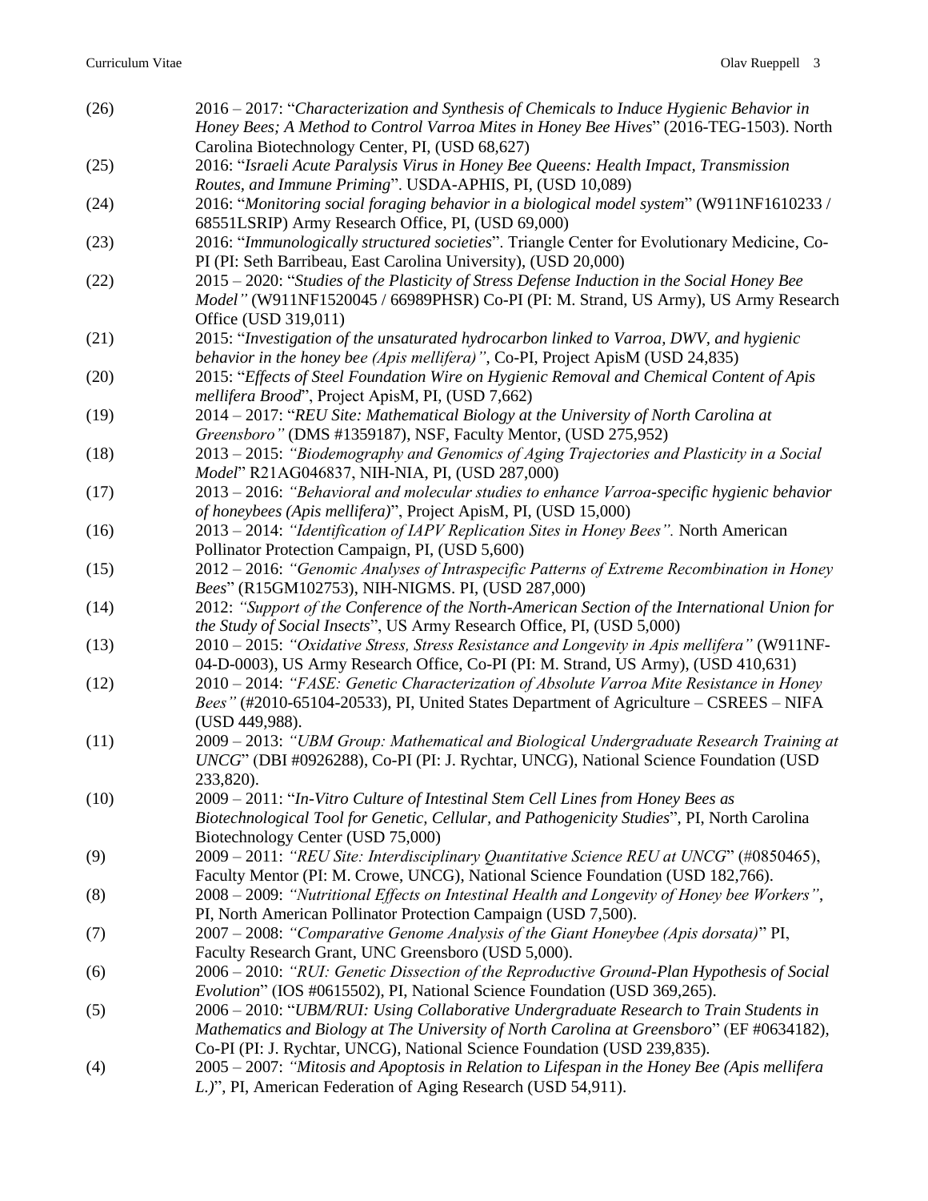(26) 2016 – 2017: "*Characterization and Synthesis of Chemicals to Induce Hygienic Behavior in Honey Bees; A Method to Control Varroa Mites in Honey Bee Hives*" (2016-TEG-1503). North Carolina Biotechnology Center, PI, (USD 68,627)

(25) 2016: "*Israeli Acute Paralysis Virus in Honey Bee Queens: Health Impact, Transmission Routes, and Immune Priming*". USDA-APHIS, PI, (USD 10,089)

(24) 2016: "*Monitoring social foraging behavior in a biological model system*" (W911NF1610233 / 68551LSRIP) Army Research Office, PI, (USD 69,000)

(23) 2016: "*Immunologically structured societies*". Triangle Center for Evolutionary Medicine, Co-PI (PI: Seth Barribeau, East Carolina University), (USD 20,000)

(22) 2015 – 2020: "*Studies of the Plasticity of Stress Defense Induction in the Social Honey Bee Model"* (W911NF1520045 / 66989PHSR) Co-PI (PI: M. Strand, US Army), US Army Research Office (USD 319,011)

(21) 2015: "*Investigation of the unsaturated hydrocarbon linked to Varroa, DWV, and hygienic behavior in the honey bee (Apis mellifera)"*, Co-PI, Project ApisM (USD 24,835)

(20) 2015: "*Effects of Steel Foundation Wire on Hygienic Removal and Chemical Content of Apis mellifera Brood*", Project ApisM, PI, (USD 7,662)

(19) 2014 – 2017: "*REU Site: Mathematical Biology at the University of North Carolina at Greensboro"* (DMS #1359187), NSF, Faculty Mentor, (USD 275,952)

(18) 2013 – 2015: *"Biodemography and Genomics of Aging Trajectories and Plasticity in a Social Model*" R21AG046837, NIH-NIA, PI, (USD 287,000)

(17) 2013 – 2016: *"Behavioral and molecular studies to enhance Varroa-specific hygienic behavior of honeybees (Apis mellifera)*", Project ApisM, PI, (USD 15,000)

(16) 2013 – 2014: *"Identification of IAPV Replication Sites in Honey Bees".* North American Pollinator Protection Campaign, PI, (USD 5,600)

(15) 2012 – 2016: *"Genomic Analyses of Intraspecific Patterns of Extreme Recombination in Honey Bees*" (R15GM102753), NIH-NIGMS. PI, (USD 287,000)

(14) 2012: *"Support of the Conference of the North-American Section of the International Union for the Study of Social Insects*", US Army Research Office, PI, (USD 5,000)

(13) 2010 – 2015: *"Oxidative Stress, Stress Resistance and Longevity in Apis mellifera"* (W911NF-04-D-0003), US Army Research Office, Co-PI (PI: M. Strand, US Army), (USD 410,631)

(12) 2010 – 2014: *"FASE: Genetic Characterization of Absolute Varroa Mite Resistance in Honey Bees"* (#2010-65104-20533), PI, United States Department of Agriculture – CSREES – NIFA (USD 449,988).

(11) 2009 – 2013: *"UBM Group: Mathematical and Biological Undergraduate Research Training at UNCG*" (DBI #0926288), Co-PI (PI: J. Rychtar, UNCG), National Science Foundation (USD 233,820).

(10) 2009 – 2011: "*In-Vitro Culture of Intestinal Stem Cell Lines from Honey Bees as Biotechnological Tool for Genetic, Cellular, and Pathogenicity Studies*", PI, North Carolina Biotechnology Center (USD 75,000)

(9) 2009 – 2011: *"REU Site: Interdisciplinary Quantitative Science REU at UNCG*" (#0850465), Faculty Mentor (PI: M. Crowe, UNCG), National Science Foundation (USD 182,766).

(8) 2008 – 2009: *"Nutritional Effects on Intestinal Health and Longevity of Honey bee Workers"*, PI, North American Pollinator Protection Campaign (USD 7,500).

(7) 2007 – 2008: *"Comparative Genome Analysis of the Giant Honeybee (Apis dorsata)*" PI, Faculty Research Grant, UNC Greensboro (USD 5,000).

(6) 2006 – 2010: *"RUI: Genetic Dissection of the Reproductive Ground-Plan Hypothesis of Social Evolution*" (IOS #0615502), PI, National Science Foundation (USD 369,265).

(5) 2006 – 2010: "*UBM/RUI: Using Collaborative Undergraduate Research to Train Students in Mathematics and Biology at The University of North Carolina at Greensboro*" (EF #0634182), Co-PI (PI: J. Rychtar, UNCG), National Science Foundation (USD 239,835).

(4) 2005 – 2007: *"Mitosis and Apoptosis in Relation to Lifespan in the Honey Bee (Apis mellifera L.)*", PI, American Federation of Aging Research (USD 54,911).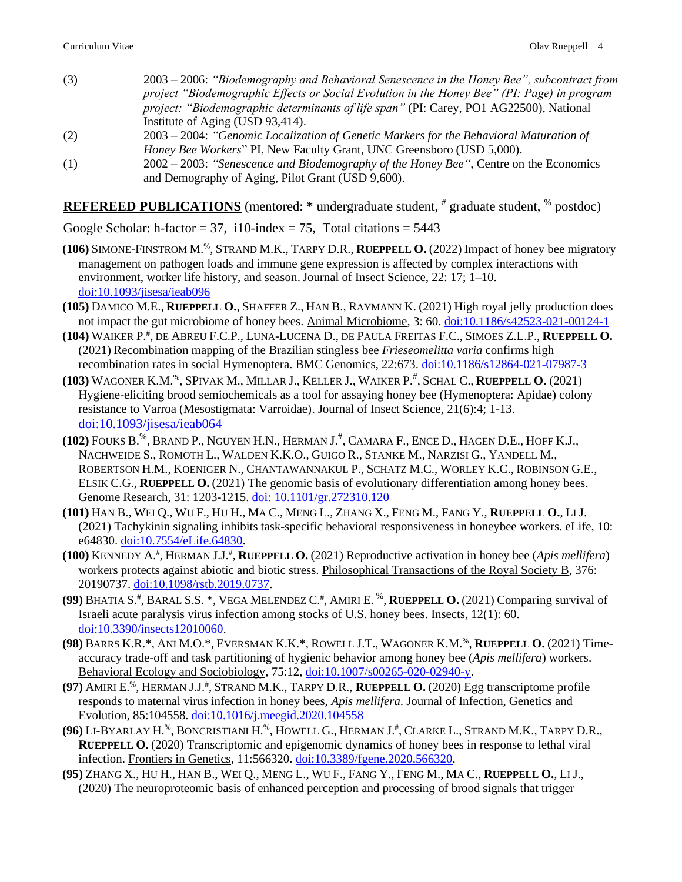(3) 2003 – 2006: *"Biodemography and Behavioral Senescence in the Honey Bee", subcontract from project "Biodemographic Effects or Social Evolution in the Honey Bee" (PI: Page) in program project: "Biodemographic determinants of life span"* (PI: Carey, PO1 AG22500), National Institute of Aging (USD 93,414).

(2) 2003 – 2004: *"Genomic Localization of Genetic Markers for the Behavioral Maturation of Honey Bee Workers*" PI, New Faculty Grant, UNC Greensboro (USD 5,000).

(1) 2002 – 2003: *"Senescence and Biodemography of the Honey Bee"*, Centre on the Economics and Demography of Aging, Pilot Grant (USD 9,600).

## **REFEREED PUBLICATIONS** (mentored: * undergraduate student, # graduate student, % postdoc)

Google Scholar: h-factor = 37, i10-index = 75, Total citations = 5443

**(106)** SIMONE-FINSTROM M.%, STRAND M.K., TARPY D.R., **RUEPPELL O.** (2022) Impact of honey bee migratory management on pathogen loads and immune gene expression is affected by complex interactions with environment, worker life history, and season. Journal of Insect Science, 22: 17; 1–10. doi:10.1093/jisesa/ieab096

**(105)** DAMICO M.E., **RUEPPELL O.**, SHAFFER Z., HAN B., RAYMANN K. (2021) High royal jelly production does not impact the gut microbiome of honey bees. Animal Microbiome, 3: 60. doi:10.1186/s42523-021-00124-1

**(104)** WAIKER P.#, DE ABREU F.C.P., LUNA-LUCENA D., DE PAULA FREITAS F.C., SIMOES Z.L.P., **RUEPPELL O.** (2021) Recombination mapping of the Brazilian stingless bee *Frieseomelitta varia* confirms high recombination rates in social Hymenoptera. BMC Genomics, 22:673. doi:10.1186/s12864-021-07987-3

**(103)** WAGONER K.M.%, SPIVAK M., MILLAR J., KELLER J., WAIKER P.#, SCHAL C., **RUEPPELL O.** (2021) Hygiene-eliciting brood semiochemicals as a tool for assaying honey bee (Hymenoptera: Apidae) colony resistance to Varroa (Mesostigmata: Varroidae). Journal of Insect Science, 21(6):4; 1-13. doi:10.1093/jisesa/ieab064

**(102)** FOUKS B.%, BRAND P., NGUYEN H.N., HERMAN J.#, CAMARA F., ENCE D., HAGEN D.E., HOFF K.J., NACHWEIDE S., ROMOTH L., WALDEN K.K.O., GUIGO R., STANKE M., NARZISI G., YANDELL M., ROBERTSON H.M., KOENIGER N., CHANTAWANNAKUL P., SCHATZ M.C., WORLEY K.C., ROBINSON G.E., ELSIK C.G., **RUEPPELL O.** (2021) The genomic basis of evolutionary differentiation among honey bees. Genome Research, 31: 1203-1215. doi: 10.1101/gr.272310.120

**(101)** HAN B., WEI Q., WU F., HU H., MA C., MENG L., ZHANG X., FENG M., FANG Y., **RUEPPELL O.**, LI J. (2021) Tachykinin signaling inhibits task-specific behavioral responsiveness in honeybee workers. eLife, 10: e64830. doi:10.7554/eLife.64830.

**(100)** KENNEDY A.#, HERMAN J.J.#, **RUEPPELL O.** (2021) Reproductive activation in honey bee (*Apis mellifera*) workers protects against abiotic and biotic stress. Philosophical Transactions of the Royal Society B, 376: 20190737. doi:10.1098/rstb.2019.0737.

**(99)** BHATIA S.#, BARAL S.S. *, VEGA MELENDEZ C.#, AMIRI E. %, **RUEPPELL O.** (2021) Comparing survival of Israeli acute paralysis virus infection among stocks of U.S. honey bees. Insects, 12(1): 60. doi:10.3390/insects12010060.

**(98)** BARRS K.R.*, ANI M.O.*, EVERSMAN K.K.*, ROWELL J.T., WAGONER K.M.%, **RUEPPELL O.** (2021) Time-accuracy trade-off and task partitioning of hygienic behavior among honey bee (*Apis mellifera*) workers. Behavioral Ecology and Sociobiology, 75:12, doi:10.1007/s00265-020-02940-y.

**(97)** AMIRI E.%, HERMAN J.J.#, STRAND M.K., TARPY D.R., **RUEPPELL O.** (2020) Egg transcriptome profile responds to maternal virus infection in honey bees, *Apis mellifera*. Journal of Infection, Genetics and Evolution, 85:104558. doi:10.1016/j.meegid.2020.104558

**(96)** LI-BYARLAY H.%, BONCRISTIANI H.%, HOWELL G., HERMAN J.#, CLARKE L., STRAND M.K., TARPY D.R., **RUEPPELL O.** (2020) Transcriptomic and epigenomic dynamics of honey bees in response to lethal viral infection. Frontiers in Genetics, 11:566320. doi:10.3389/fgene.2020.566320.

**(95)** ZHANG X., HU H., HAN B., WEI Q., MENG L., WU F., FANG Y., FENG M., MA C., **RUEPPELL O.**, LI J., (2020) The neuroproteomic basis of enhanced perception and processing of brood signals that trigger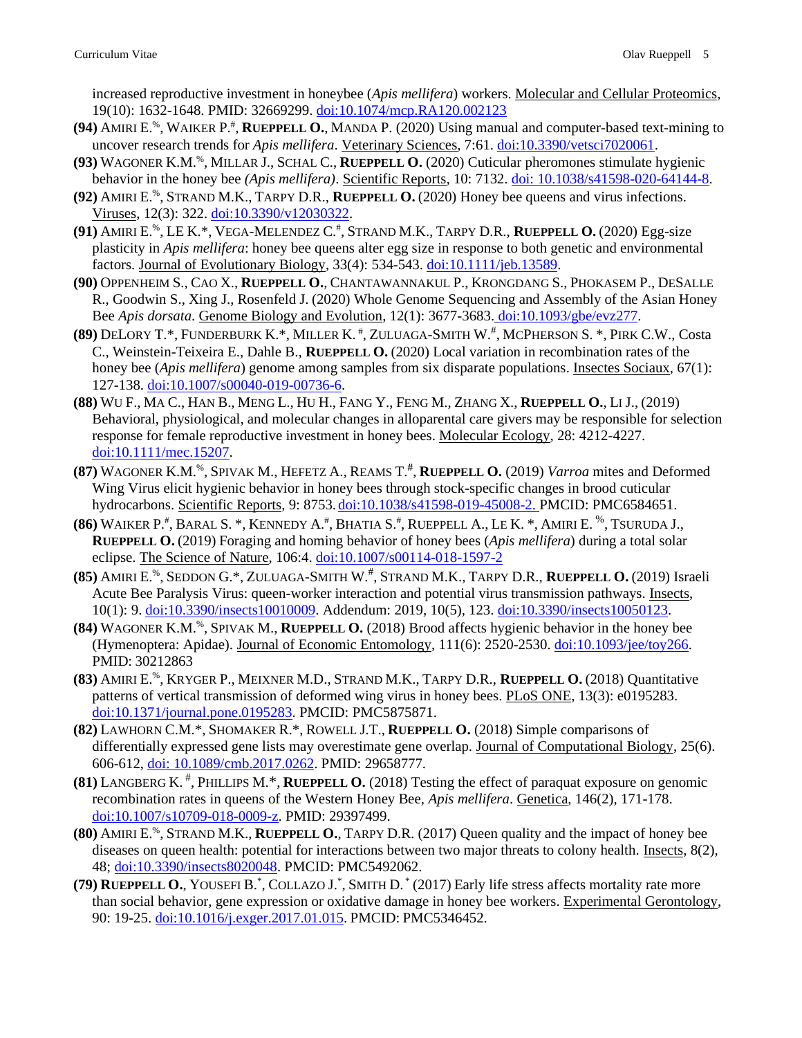increased reproductive investment in honeybee (*Apis mellifera*) workers. Molecular and Cellular Proteomics, 19(10): 1632-1648. PMID: 32669299. doi:10.1074/mcp.RA120.002123

**(94)** AMIRI E.[%], WAIKER P.[#], **RUEPPELL O.**, MANDA P. (2020) Using manual and computer-based text-mining to uncover research trends for *Apis mellifera*. Veterinary Sciences, 7:61. doi:10.3390/vetsci7020061.

**(93)** WAGONER K.M.[%], MILLAR J., SCHAL C., **RUEPPELL O.** (2020) Cuticular pheromones stimulate hygienic behavior in the honey bee *(Apis mellifera)*. Scientific Reports, 10: 7132. doi: 10.1038/s41598-020-64144-8.

**(92)** AMIRI E.[%], STRAND M.K., TARPY D.R., **RUEPPELL O.** (2020) Honey bee queens and virus infections. Viruses, 12(3): 322. doi:10.3390/v12030322.

**(91)** AMIRI E.[%], LE K.*, VEGA-MELENDEZ C.[#], STRAND M.K., TARPY D.R., **RUEPPELL O.** (2020) Egg-size plasticity in *Apis mellifera*: honey bee queens alter egg size in response to both genetic and environmental factors. Journal of Evolutionary Biology, 33(4): 534-543. doi:10.1111/jeb.13589.

**(90)** OPPENHEIM S., CAO X., **RUEPPELL O.**, CHANTAWANNAKUL P., KRONGDANG S., PHOKASEM P., DESALLE R., Goodwin S., Xing J., Rosenfeld J. (2020) Whole Genome Sequencing and Assembly of the Asian Honey Bee *Apis dorsata*. Genome Biology and Evolution, 12(1): 3677-3683. doi:10.1093/gbe/evz277.

**(89)** DELORY T.*, FUNDERBURK K.*, MILLER K. [#], ZULUAGA-SMITH W.[#], MCPHERSON S. *, PIRK C.W., Costa C., Weinstein-Teixeira E., Dahle B., **RUEPPELL O.** (2020) Local variation in recombination rates of the honey bee (*Apis mellifera*) genome among samples from six disparate populations. Insectes Sociaux, 67(1): 127-138. doi:10.1007/s00040-019-00736-6.

**(88)** WU F., MA C., HAN B., MENG L., HU H., FANG Y., FENG M., ZHANG X., **RUEPPELL O.**, LI J., (2019) Behavioral, physiological, and molecular changes in alloparental care givers may be responsible for selection response for female reproductive investment in honey bees. Molecular Ecology, 28: 4212-4227. doi:10.1111/mec.15207.

**(87)** WAGONER K.M.[%], SPIVAK M., HEFETZ A., REAMS T.**[#]**, **RUEPPELL O.** (2019) *Varroa* mites and Deformed Wing Virus elicit hygienic behavior in honey bees through stock-specific changes in brood cuticular hydrocarbons. Scientific Reports, 9: 8753. doi:10.1038/s41598-019-45008-2. PMCID: PMC6584651.

**(86)** WAIKER P.[#], BARAL S. *, KENNEDY A.[#], BHATIA S.[#], RUEPPELL A., LE K. *, AMIRI E. [%], TSURUDA J., **RUEPPELL O.** (2019) Foraging and homing behavior of honey bees (*Apis mellifera*) during a total solar eclipse. The Science of Nature, 106:4. doi:10.1007/s00114-018-1597-2

**(85)** AMIRI E.[%], SEDDON G.*, ZULUAGA-SMITH W.[#], STRAND M.K., TARPY D.R., **RUEPPELL O.** (2019) Israeli Acute Bee Paralysis Virus: queen-worker interaction and potential virus transmission pathways. Insects, 10(1): 9. doi:10.3390/insects10010009. Addendum: 2019, 10(5), 123. doi:10.3390/insects10050123.

**(84)** WAGONER K.M.[%], SPIVAK M., **RUEPPELL O.** (2018) Brood affects hygienic behavior in the honey bee (Hymenoptera: Apidae). Journal of Economic Entomology, 111(6): 2520-2530. doi:10.1093/jee/toy266. PMID: 30212863

**(83)** AMIRI E.[%], KRYGER P., MEIXNER M.D., STRAND M.K., TARPY D.R., **RUEPPELL O.** (2018) Quantitative patterns of vertical transmission of deformed wing virus in honey bees. PLoS ONE, 13(3): e0195283. doi:10.1371/journal.pone.0195283. PMCID: PMC5875871.

**(82)** LAWHORN C.M.*, SHOMAKER R.*, ROWELL J.T., **RUEPPELL O.** (2018) Simple comparisons of differentially expressed gene lists may overestimate gene overlap. Journal of Computational Biology, 25(6). 606-612, doi: 10.1089/cmb.2017.0262. PMID: 29658777.

**(81)** LANGBERG K. [#], PHILLIPS M.*, **RUEPPELL O.** (2018) Testing the effect of paraquat exposure on genomic recombination rates in queens of the Western Honey Bee, *Apis mellifera*. Genetica, 146(2), 171-178. doi:10.1007/s10709-018-0009-z. PMID: 29397499.

**(80)** AMIRI E.[%], STRAND M.K., **RUEPPELL O.**, TARPY D.R. (2017) Queen quality and the impact of honey bee diseases on queen health: potential for interactions between two major threats to colony health. Insects, 8(2), 48; doi:10.3390/insects8020048. PMCID: PMC5492062.

**(79)** **RUEPPELL O.**, YOUSEFI B.*, COLLAZO J.*, SMITH D.* (2017) Early life stress affects mortality rate more than social behavior, gene expression or oxidative damage in honey bee workers. Experimental Gerontology, 90: 19-25. doi:10.1016/j.exger.2017.01.015. PMCID: PMC5346452.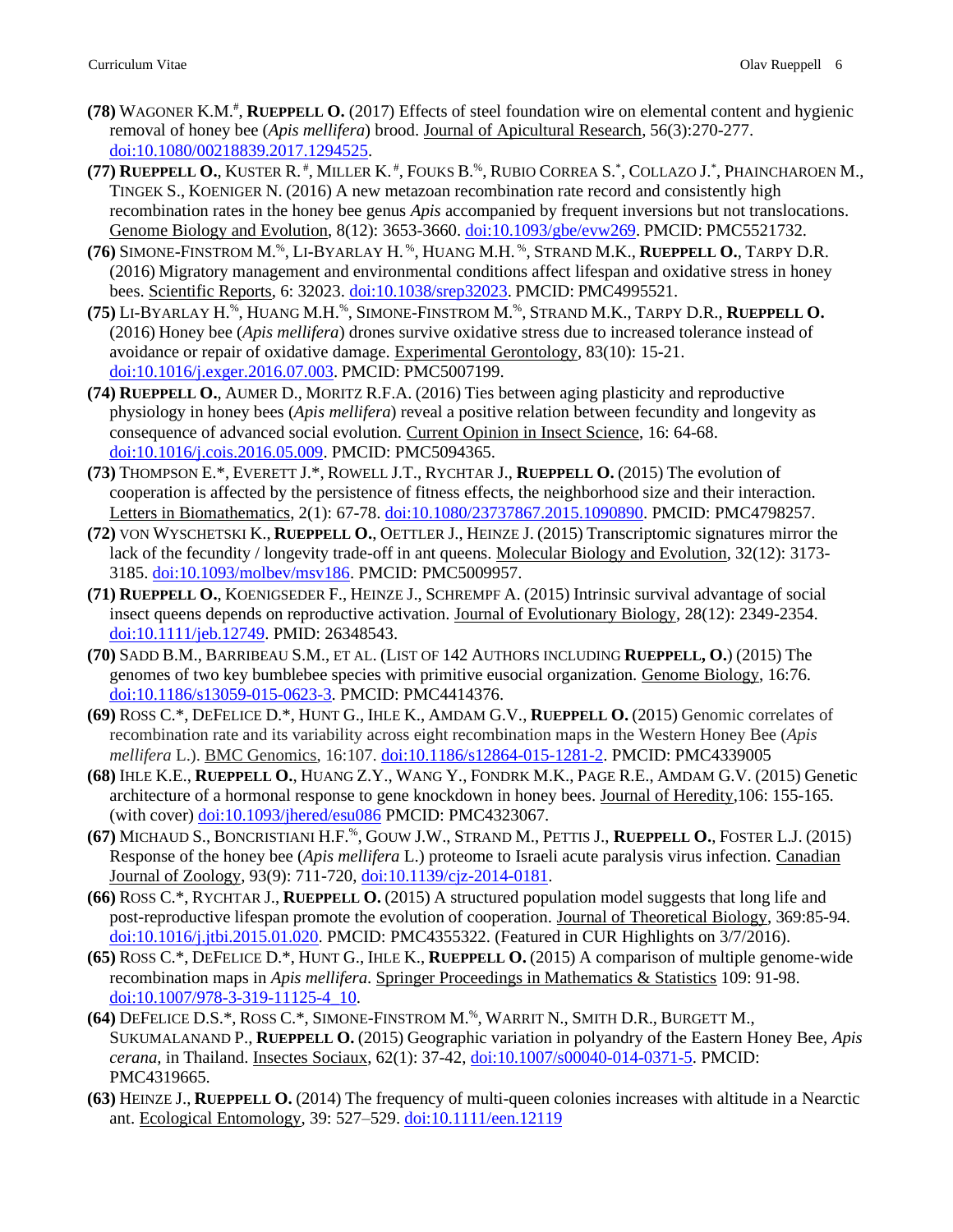**(78)** WAGONER K.M.[#], **RUEPPELL O.** (2017) Effects of steel foundation wire on elemental content and hygienic removal of honey bee (*Apis mellifera*) brood. Journal of Apicultural Research, 56(3):270-277. doi:10.1080/00218839.2017.1294525.

**(77)** **RUEPPELL O.**, KUSTER R.[#], MILLER K.[#], FOUKS B.[%], RUBIO CORREA S.[*], COLLAZO J.[*], PHAINCHAROEN M., TINGEK S., KOENIGER N. (2016) A new metazoan recombination rate record and consistently high recombination rates in the honey bee genus *Apis* accompanied by frequent inversions but not translocations. Genome Biology and Evolution, 8(12): 3653-3660. doi:10.1093/gbe/evw269. PMCID: PMC5521732.

**(76)** SIMONE-FINSTROM M.[%], LI-BYARLAY H.[%], HUANG M.H.[%], STRAND M.K., **RUEPPELL O.**, TARPY D.R. (2016) Migratory management and environmental conditions affect lifespan and oxidative stress in honey bees. Scientific Reports, 6: 32023. doi:10.1038/srep32023. PMCID: PMC4995521.

**(75)** LI-BYARLAY H.[%], HUANG M.H.[%], SIMONE-FINSTROM M.[%], STRAND M.K., TARPY D.R., **RUEPPELL O.** (2016) Honey bee (*Apis mellifera*) drones survive oxidative stress due to increased tolerance instead of avoidance or repair of oxidative damage. Experimental Gerontology, 83(10): 15-21. doi:10.1016/j.exger.2016.07.003. PMCID: PMC5007199.

**(74)** **RUEPPELL O.**, AUMER D., MORITZ R.F.A. (2016) Ties between aging plasticity and reproductive physiology in honey bees (*Apis mellifera*) reveal a positive relation between fecundity and longevity as consequence of advanced social evolution. Current Opinion in Insect Science, 16: 64-68. doi:10.1016/j.cois.2016.05.009. PMCID: PMC5094365.

**(73)** THOMPSON E.*, EVERETT J.*, ROWELL J.T., RYCHTAR J., **RUEPPELL O.** (2015) The evolution of cooperation is affected by the persistence of fitness effects, the neighborhood size and their interaction. Letters in Biomathematics, 2(1): 67-78. doi:10.1080/23737867.2015.1090890. PMCID: PMC4798257.

**(72)** VON WYSCHETSKI K., **RUEPPELL O.**, OETTLER J., HEINZE J. (2015) Transcriptomic signatures mirror the lack of the fecundity / longevity trade-off in ant queens. Molecular Biology and Evolution, 32(12): 3173-3185. doi:10.1093/molbev/msv186. PMCID: PMC5009957.

**(71)** **RUEPPELL O.**, KOENIGSEDER F., HEINZE J., SCHREMPF A. (2015) Intrinsic survival advantage of social insect queens depends on reproductive activation. Journal of Evolutionary Biology, 28(12): 2349-2354. doi:10.1111/jeb.12749. PMID: 26348543.

**(70)** SADD B.M., BARRIBEAU S.M., ET AL. (LIST OF 142 AUTHORS INCLUDING **RUEPPELL, O.**) (2015) The genomes of two key bumblebee species with primitive eusocial organization. Genome Biology, 16:76. doi:10.1186/s13059-015-0623-3. PMCID: PMC4414376.

**(69)** ROSS C.*, DEFELICE D.*, HUNT G., IHLE K., AMDAM G.V., **RUEPPELL O.** (2015) Genomic correlates of recombination rate and its variability across eight recombination maps in the Western Honey Bee (*Apis mellifera* L.). BMC Genomics, 16:107. doi:10.1186/s12864-015-1281-2. PMCID: PMC4339005

**(68)** IHLE K.E., **RUEPPELL O.**, HUANG Z.Y., WANG Y., FONDRK M.K., PAGE R.E., AMDAM G.V. (2015) Genetic architecture of a hormonal response to gene knockdown in honey bees. Journal of Heredity,106: 155-165. (with cover) doi:10.1093/jhered/esu086 PMCID: PMC4323067.

**(67)** MICHAUD S., BONCRISTIANI H.F.[%], GOUW J.W., STRAND M., PETTIS J., **RUEPPELL O.**, FOSTER L.J. (2015) Response of the honey bee (*Apis mellifera* L.) proteome to Israeli acute paralysis virus infection. Canadian Journal of Zoology, 93(9): 711-720, doi:10.1139/cjz-2014-0181.

**(66)** ROSS C.*, RYCHTAR J., **RUEPPELL O.** (2015) A structured population model suggests that long life and post-reproductive lifespan promote the evolution of cooperation. Journal of Theoretical Biology, 369:85-94. doi:10.1016/j.jtbi.2015.01.020. PMCID: PMC4355322. (Featured in CUR Highlights on 3/7/2016).

**(65)** ROSS C.*, DEFELICE D.*, HUNT G., IHLE K., **RUEPPELL O.** (2015) A comparison of multiple genome-wide recombination maps in *Apis mellifera*. Springer Proceedings in Mathematics & Statistics 109: 91-98. doi:10.1007/978-3-319-11125-4_10.

**(64)** DEFELICE D.S.*, ROSS C.*, SIMONE-FINSTROM M.[%], WARRIT N., SMITH D.R., BURGETT M., SUKUMALANAND P., **RUEPPELL O.** (2015) Geographic variation in polyandry of the Eastern Honey Bee, *Apis cerana*, in Thailand. Insectes Sociaux, 62(1): 37-42, doi:10.1007/s00040-014-0371-5. PMCID: PMC4319665.

**(63)** HEINZE J., **RUEPPELL O.** (2014) The frequency of multi-queen colonies increases with altitude in a Nearctic ant. Ecological Entomology, 39: 527–529. doi:10.1111/een.12119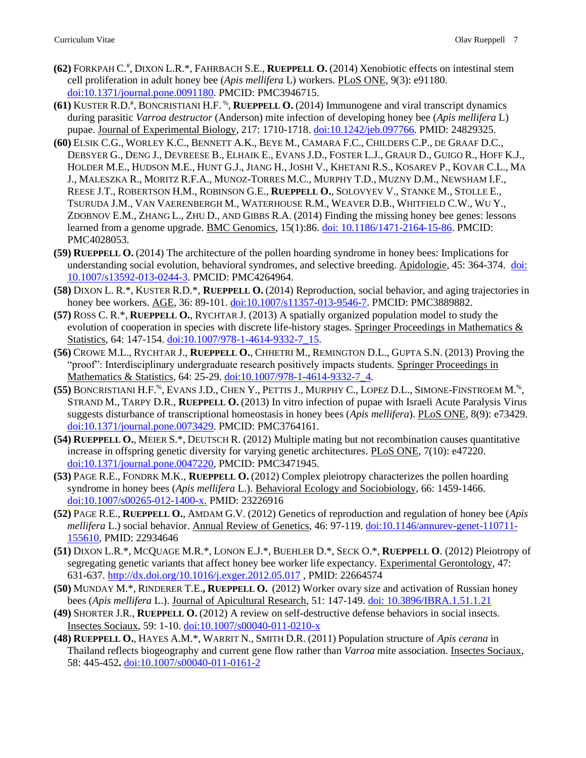**(62)** Forkpah C.[#], Dixon L.R.*, Fahrbach S.E., **Rueppell O.** (2014) Xenobiotic effects on intestinal stem cell proliferation in adult honey bee (*Apis mellifera* L) workers. PLoS ONE, 9(3): e91180. doi:10.1371/journal.pone.0091180. PMCID: PMC3946715.

**(61)** Kuster R.D.[#], Boncristiani H.F.[%], **Rueppell O.** (2014) Immunogene and viral transcript dynamics during parasitic *Varroa destructor* (Anderson) mite infection of developing honey bee (*Apis mellifera* L) pupae. Journal of Experimental Biology, 217: 1710-1718. doi:10.1242/jeb.097766. PMID: 24829325.

**(60)** Elsik C.G., Worley K.C., Bennett A.K., Beye M., Camara F.C., Childers C.P., de Graaf D.C., Debsyer G., Deng J., Devreese B., Elhaik E., Evans J.D., Foster L.J., Graur D., Guigo R., Hoff K.J., Holder M.E., Hudson M.E., Hunt G.J., Jiang H., Joshi V., Khetani R.S., Kosarev P., Kovar C.L., Ma J., Maleszka R., Moritz R.F.A., Munoz-Torres M.C., Murphy T.D., Muzny D.M., Newsham I.F., Reese J.T., Robertson H.M., Robinson G.E., **Rueppell O.**, Solovyev V., Stanke M., Stolle E., Tsuruda J.M., Van Vaerenbergh M., Waterhouse R.M., Weaver D.B., Whitfield C.W., Wu Y., Zdobnov E.M., Zhang L., Zhu D., and Gibbs R.A. (2014) Finding the missing honey bee genes: lessons learned from a genome upgrade. BMC Genomics, 15(1):86. doi: 10.1186/1471-2164-15-86. PMCID: PMC4028053.

**(59)** **Rueppell O.** (2014) The architecture of the pollen hoarding syndrome in honey bees: Implications for understanding social evolution, behavioral syndromes, and selective breeding. Apidologie, 45: 364-374. doi: 10.1007/s13592-013-0244-3. PMCID: PMC4264964.

**(58)** Dixon L. R.*, Kuster R.D.*, **Rueppell O.** (2014) Reproduction, social behavior, and aging trajectories in honey bee workers. AGE, 36: 89-101. doi:10.1007/s11357-013-9546-7. PMCID: PMC3889882.

**(57)** Ross C. R.*, **Rueppell O.**, Rychtar J. (2013) A spatially organized population model to study the evolution of cooperation in species with discrete life-history stages. Springer Proceedings in Mathematics & Statistics, 64: 147-154. doi:10.1007/978-1-4614-9332-7_15.

**(56)** Crowe M.L., Rychtar J., **Rueppell O.**, Chhetri M., Remington D.L., Gupta S.N. (2013) Proving the "proof": Interdisciplinary undergraduate research positively impacts students. Springer Proceedings in Mathematics & Statistics, 64: 25-29. doi:10.1007/978-1-4614-9332-7_4.

**(55)** Boncristiani H.F.[%], Evans J.D., Chen Y., Pettis J., Murphy C., Lopez D.L., Simone-Finstroem M.[%], Strand M., Tarpy D.R., **Rueppell O.** (2013) In vitro infection of pupae with Israeli Acute Paralysis Virus suggests disturbance of transcriptional homeostasis in honey bees (*Apis mellifera*). PLoS ONE, 8(9): e73429. doi:10.1371/journal.pone.0073429. PMCID: PMC3764161.

**(54)** **Rueppell O.**, Meier S.*, Deutsch R. (2012) Multiple mating but not recombination causes quantitative increase in offspring genetic diversity for varying genetic architectures. PLoS ONE, 7(10): e47220. doi:10.1371/journal.pone.0047220, PMCID: PMC3471945.

**(53)** Page R.E., Fondrk M.K., **Rueppell O.** (2012) Complex pleiotropy characterizes the pollen hoarding syndrome in honey bees (*Apis mellifera* L.). Behavioral Ecology and Sociobiology, 66: 1459-1466. doi:10.1007/s00265-012-1400-x. PMID: 23226916

**(52)** Page R.E., **Rueppell O.**, Amdam G.V. (2012) Genetics of reproduction and regulation of honey bee (*Apis mellifera* L.) social behavior. Annual Review of Genetics, 46: 97-119. doi:10.1146/annurev-genet-110711-155610, PMID: 22934646

**(51)** Dixon L.R.*, McQuage M.R.*, Lonon E.J.*, Buehler D.*, Seck O.*, **Rueppell O**. (2012) Pleiotropy of segregating genetic variants that affect honey bee worker life expectancy. Experimental Gerontology, 47: 631-637. http://dx.doi.org/10.1016/j.exger.2012.05.017 , PMID: 22664574

**(50)** Munday M.*, Rinderer T.E.**, Rueppell O.** (2012) Worker ovary size and activation of Russian honey bees (*Apis mellifera* L.). Journal of Apicultural Research, 51: 147-149. doi: 10.3896/IBRA.1.51.1.21

**(49)** Shorter J.R., **Rueppell O.** (2012) A review on self-destructive defense behaviors in social insects. Insectes Sociaux, 59: 1-10. doi:10.1007/s00040-011-0210-x

**(48)** **Rueppell O.**, Hayes A.M.*, Warrit N., Smith D.R. (2011) Population structure of *Apis cerana* in Thailand reflects biogeography and current gene flow rather than *Varroa* mite association. Insectes Sociaux, 58: 445-452**.** doi:10.1007/s00040-011-0161-2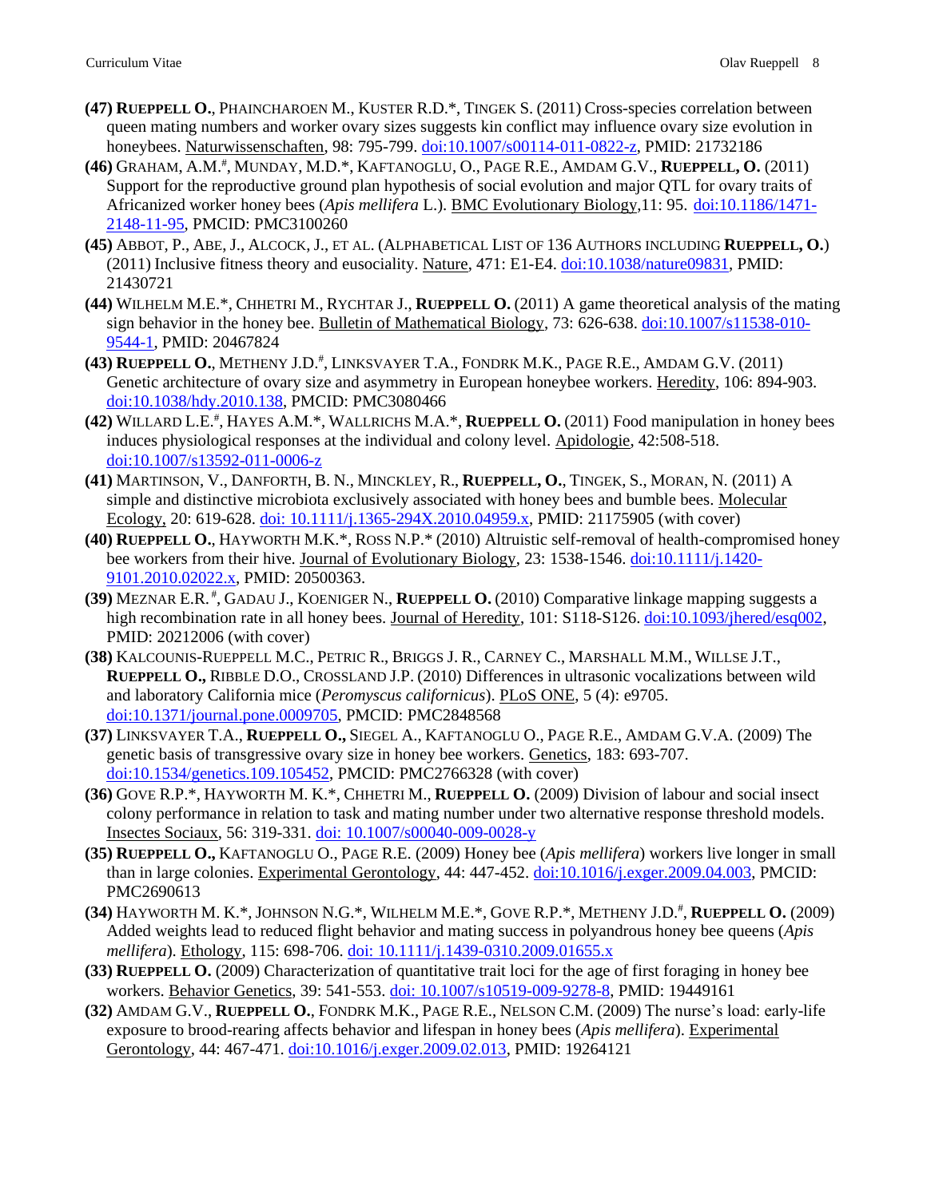**(47)** **RUEPPELL O.**, PHAINCHAROEN M., KUSTER R.D.*, TINGEK S. (2011) Cross-species correlation between queen mating numbers and worker ovary sizes suggests kin conflict may influence ovary size evolution in honeybees. Naturwissenschaften, 98: 795-799. doi:10.1007/s00114-011-0822-z, PMID: 21732186

**(46)** GRAHAM, A.M.#, MUNDAY, M.D.*, KAFTANOGLU, O., PAGE R.E., AMDAM G.V., **RUEPPELL, O.** (2011) Support for the reproductive ground plan hypothesis of social evolution and major QTL for ovary traits of Africanized worker honey bees (*Apis mellifera* L.). BMC Evolutionary Biology,11: 95. doi:10.1186/1471-2148-11-95, PMCID: PMC3100260

**(45)** ABBOT, P., ABE, J., ALCOCK, J., ET AL. (ALPHABETICAL LIST OF 136 AUTHORS INCLUDING **RUEPPELL, O.**) (2011) Inclusive fitness theory and eusociality. Nature, 471: E1-E4. doi:10.1038/nature09831, PMID: 21430721

**(44)** WILHELM M.E.*, CHHETRI M., RYCHTAR J., **RUEPPELL O.** (2011) A game theoretical analysis of the mating sign behavior in the honey bee. Bulletin of Mathematical Biology, 73: 626-638. doi:10.1007/s11538-010-9544-1, PMID: 20467824

**(43)** **RUEPPELL O.**, METHENY J.D.#, LINKSVAYER T.A., FONDRK M.K., PAGE R.E., AMDAM G.V. (2011) Genetic architecture of ovary size and asymmetry in European honeybee workers. Heredity, 106: 894-903. doi:10.1038/hdy.2010.138, PMCID: PMC3080466

**(42)** WILLARD L.E.#, HAYES A.M.*, WALLRICHS M.A.*, **RUEPPELL O.** (2011) Food manipulation in honey bees induces physiological responses at the individual and colony level. Apidologie, 42:508-518. doi:10.1007/s13592-011-0006-z

**(41)** MARTINSON, V., DANFORTH, B. N., MINCKLEY, R., **RUEPPELL, O.**, TINGEK, S., MORAN, N. (2011) A simple and distinctive microbiota exclusively associated with honey bees and bumble bees. Molecular Ecology, 20: 619-628. doi: 10.1111/j.1365-294X.2010.04959.x, PMID: 21175905 (with cover)

**(40)** **RUEPPELL O.**, HAYWORTH M.K.*, ROSS N.P.* (2010) Altruistic self-removal of health-compromised honey bee workers from their hive. Journal of Evolutionary Biology, 23: 1538-1546. doi:10.1111/j.1420-9101.2010.02022.x, PMID: 20500363.

**(39)** MEZNAR E.R.#, GADAU J., KOENIGER N., **RUEPPELL O.** (2010) Comparative linkage mapping suggests a high recombination rate in all honey bees. Journal of Heredity, 101: S118-S126. doi:10.1093/jhered/esq002, PMID: 20212006 (with cover)

**(38)** KALCOUNIS-RUEPPELL M.C., PETRIC R., BRIGGS J. R., CARNEY C., MARSHALL M.M., WILLSE J.T., **RUEPPELL O.,** RIBBLE D.O., CROSSLAND J.P. (2010) Differences in ultrasonic vocalizations between wild and laboratory California mice (*Peromyscus californicus*). PLoS ONE, 5 (4): e9705. doi:10.1371/journal.pone.0009705, PMCID: PMC2848568

**(37)** LINKSVAYER T.A., **RUEPPELL O.,** SIEGEL A., KAFTANOGLU O., PAGE R.E., AMDAM G.V.A. (2009) The genetic basis of transgressive ovary size in honey bee workers. Genetics, 183: 693-707. doi:10.1534/genetics.109.105452, PMCID: PMC2766328 (with cover)

**(36)** GOVE R.P.*, HAYWORTH M. K.*, CHHETRI M., **RUEPPELL O.** (2009) Division of labour and social insect colony performance in relation to task and mating number under two alternative response threshold models. Insectes Sociaux, 56: 319-331. doi: 10.1007/s00040-009-0028-y

**(35)** **RUEPPELL O.,** KAFTANOGLU O., PAGE R.E. (2009) Honey bee (*Apis mellifera*) workers live longer in small than in large colonies. Experimental Gerontology, 44: 447-452. doi:10.1016/j.exger.2009.04.003, PMCID: PMC2690613

**(34)** HAYWORTH M. K.*, JOHNSON N.G.*, WILHELM M.E.*, GOVE R.P.*, METHENY J.D.#, **RUEPPELL O.** (2009) Added weights lead to reduced flight behavior and mating success in polyandrous honey bee queens (*Apis mellifera*). Ethology, 115: 698-706. doi: 10.1111/j.1439-0310.2009.01655.x

**(33)** **RUEPPELL O.** (2009) Characterization of quantitative trait loci for the age of first foraging in honey bee workers. Behavior Genetics, 39: 541-553. doi: 10.1007/s10519-009-9278-8, PMID: 19449161

**(32)** AMDAM G.V., **RUEPPELL O.**, FONDRK M.K., PAGE R.E., NELSON C.M. (2009) The nurse's load: early-life exposure to brood-rearing affects behavior and lifespan in honey bees (*Apis mellifera*). Experimental Gerontology, 44: 467-471. doi:10.1016/j.exger.2009.02.013, PMID: 19264121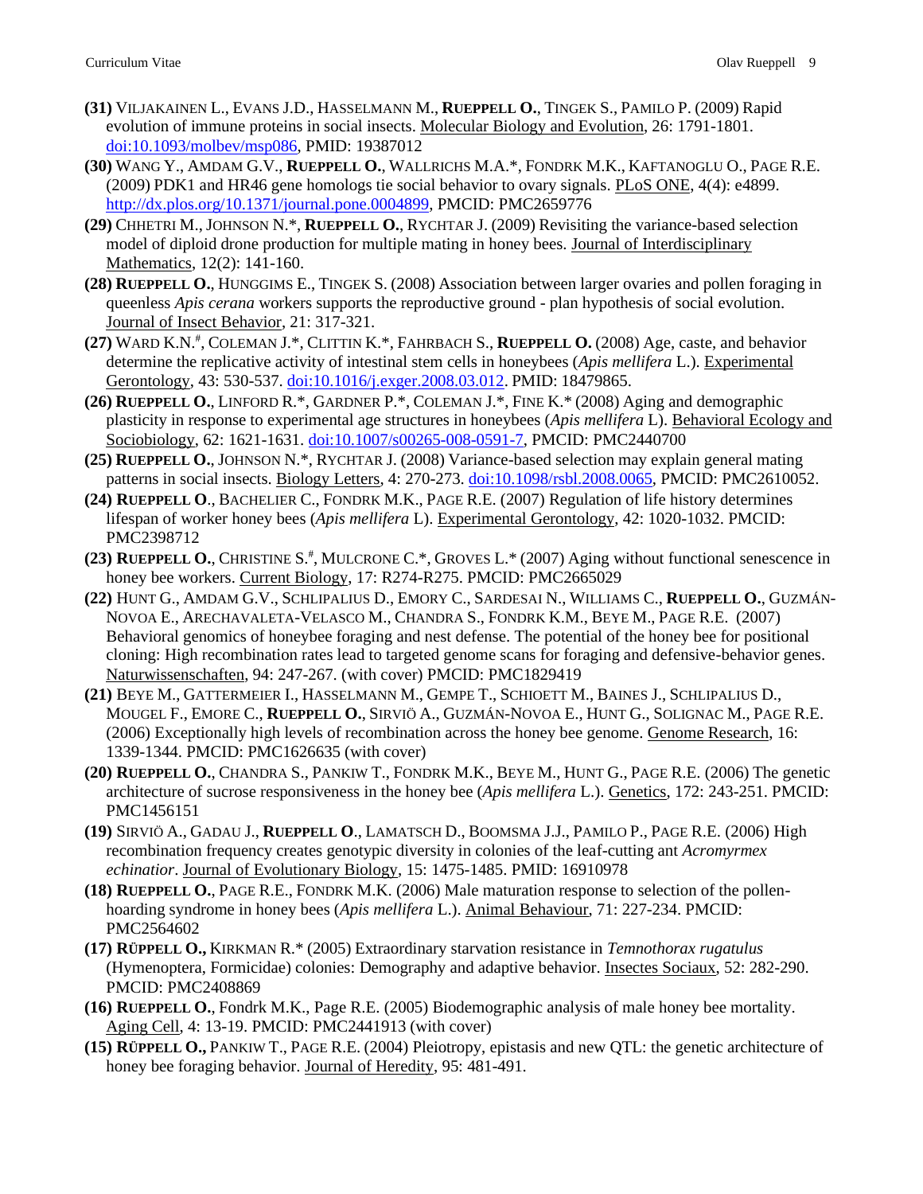**(31)** VILJAKAINEN L., EVANS J.D., HASSELMANN M., **RUEPPELL O.**, TINGEK S., PAMILO P. (2009) Rapid evolution of immune proteins in social insects. Molecular Biology and Evolution, 26: 1791-1801. doi:10.1093/molbev/msp086, PMID: 19387012

**(30)** WANG Y., AMDAM G.V., **RUEPPELL O.**, WALLRICHS M.A.*, FONDRK M.K., KAFTANOGLU O., PAGE R.E. (2009) PDK1 and HR46 gene homologs tie social behavior to ovary signals. PLoS ONE, 4(4): e4899. http://dx.plos.org/10.1371/journal.pone.0004899, PMCID: PMC2659776

**(29)** CHHETRI M., JOHNSON N.*, **RUEPPELL O.**, RYCHTAR J. (2009) Revisiting the variance-based selection model of diploid drone production for multiple mating in honey bees. Journal of Interdisciplinary Mathematics, 12(2): 141-160.

**(28)** **RUEPPELL O.**, HUNGGIMS E., TINGEK S. (2008) Association between larger ovaries and pollen foraging in queenless *Apis cerana* workers supports the reproductive ground - plan hypothesis of social evolution. Journal of Insect Behavior, 21: 317-321.

**(27)** WARD K.N.[#], COLEMAN J.*, CLITTIN K.*, FAHRBACH S., **RUEPPELL O.** (2008) Age, caste, and behavior determine the replicative activity of intestinal stem cells in honeybees (*Apis mellifera* L.). Experimental Gerontology, 43: 530-537. doi:10.1016/j.exger.2008.03.012. PMID: 18479865.

**(26)** **RUEPPELL O.**, LINFORD R.*, GARDNER P.*, COLEMAN J.*, FINE K.* (2008) Aging and demographic plasticity in response to experimental age structures in honeybees (*Apis mellifera* L). Behavioral Ecology and Sociobiology, 62: 1621-1631. doi:10.1007/s00265-008-0591-7, PMCID: PMC2440700

**(25)** **RUEPPELL O.**, JOHNSON N.*, RYCHTAR J. (2008) Variance-based selection may explain general mating patterns in social insects. Biology Letters, 4: 270-273. doi:10.1098/rsbl.2008.0065, PMCID: PMC2610052.

**(24)** **RUEPPELL O**., BACHELIER C., FONDRK M.K., PAGE R.E. (2007) Regulation of life history determines lifespan of worker honey bees (*Apis mellifera* L). Experimental Gerontology, 42: 1020-1032. PMCID: PMC2398712

**(23)** **RUEPPELL O.**, CHRISTINE S.[#], MULCRONE C.*, GROVES L.* (2007) Aging without functional senescence in honey bee workers. Current Biology, 17: R274-R275. PMCID: PMC2665029

**(22)** HUNT G., AMDAM G.V., SCHLIPALIUS D., EMORY C., SARDESAI N., WILLIAMS C., **RUEPPELL O.**, GUZMÁN-NOVOA E., ARECHAVALETA-VELASCO M., CHANDRA S., FONDRK K.M., BEYE M., PAGE R.E. (2007) Behavioral genomics of honeybee foraging and nest defense. The potential of the honey bee for positional cloning: High recombination rates lead to targeted genome scans for foraging and defensive-behavior genes. Naturwissenschaften, 94: 247-267. (with cover) PMCID: PMC1829419

**(21)** BEYE M., GATTERMEIER I., HASSELMANN M., GEMPE T., SCHIOETT M., BAINES J., SCHLIPALIUS D., MOUGEL F., EMORE C., **RUEPPELL O.**, SIRVIÖ A., GUZMÁN-NOVOA E., HUNT G., SOLIGNAC M., PAGE R.E. (2006) Exceptionally high levels of recombination across the honey bee genome. Genome Research, 16: 1339-1344. PMCID: PMC1626635 (with cover)

**(20)** **RUEPPELL O.**, CHANDRA S., PANKIW T., FONDRK M.K., BEYE M., HUNT G., PAGE R.E. (2006) The genetic architecture of sucrose responsiveness in the honey bee (*Apis mellifera* L.). Genetics, 172: 243-251. PMCID: PMC1456151

**(19)** SIRVIÖ A., GADAU J., **RUEPPELL O**., LAMATSCH D., BOOMSMA J.J., PAMILO P., PAGE R.E. (2006) High recombination frequency creates genotypic diversity in colonies of the leaf-cutting ant *Acromyrmex echinatior*. Journal of Evolutionary Biology, 15: 1475-1485. PMID: 16910978

**(18)** **RUEPPELL O.**, PAGE R.E., FONDRK M.K. (2006) Male maturation response to selection of the pollen-hoarding syndrome in honey bees (*Apis mellifera* L.). Animal Behaviour, 71: 227-234. PMCID: PMC2564602

**(17)** **RÜPPELL O.,** KIRKMAN R.* (2005) Extraordinary starvation resistance in *Temnothorax rugatulus* (Hymenoptera, Formicidae) colonies: Demography and adaptive behavior. Insectes Sociaux, 52: 282-290. PMCID: PMC2408869

**(16)** **RUEPPELL O.**, Fondrk M.K., Page R.E. (2005) Biodemographic analysis of male honey bee mortality. Aging Cell, 4: 13-19. PMCID: PMC2441913 (with cover)

**(15)** **RÜPPELL O.,** PANKIW T., PAGE R.E. (2004) Pleiotropy, epistasis and new QTL: the genetic architecture of honey bee foraging behavior. Journal of Heredity, 95: 481-491.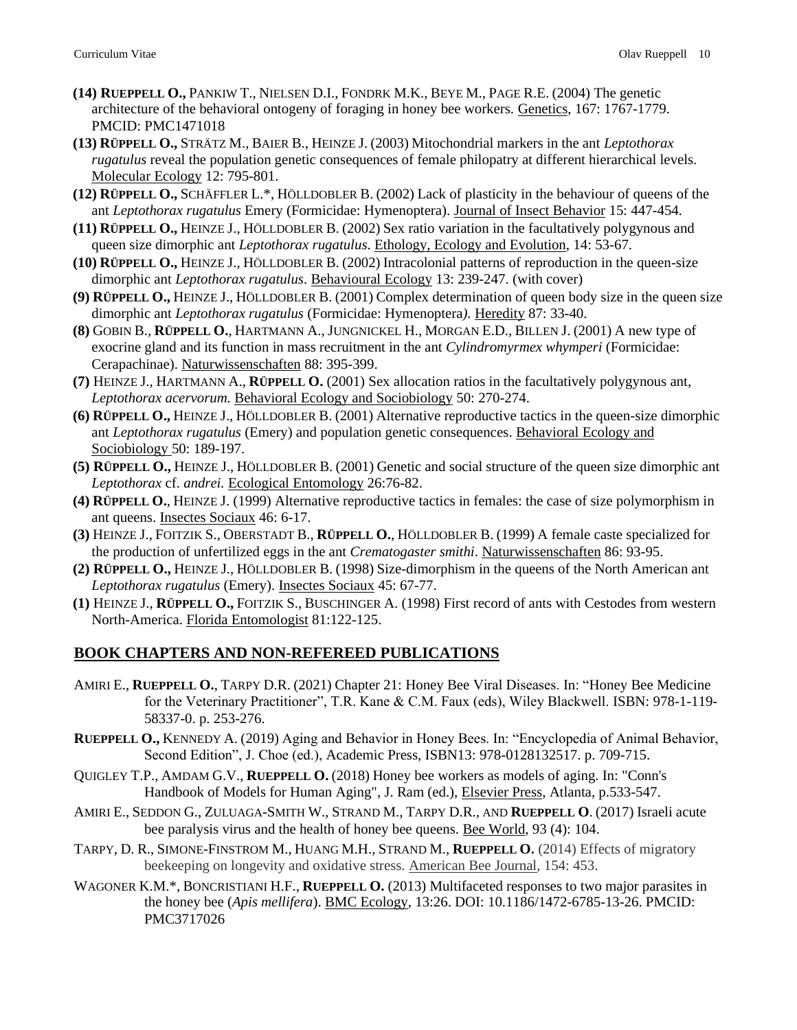**(14) RUEPPELL O.,** PANKIW T., NIELSEN D.I., FONDRK M.K., BEYE M., PAGE R.E. (2004) The genetic architecture of the behavioral ontogeny of foraging in honey bee workers. Genetics, 167: 1767-1779. PMCID: PMC1471018

**(13) RÜPPELL O.,** STRÄTZ M., BAIER B., HEINZE J. (2003) Mitochondrial markers in the ant *Leptothorax rugatulus* reveal the population genetic consequences of female philopatry at different hierarchical levels. Molecular Ecology 12: 795-801.

**(12) RÜPPELL O.,** SCHÄFFLER L.*, HÖLLDOBLER B. (2002) Lack of plasticity in the behaviour of queens of the ant *Leptothorax rugatulus* Emery (Formicidae: Hymenoptera). Journal of Insect Behavior 15: 447-454.

**(11) RÜPPELL O.,** HEINZE J., HÖLLDOBLER B. (2002) Sex ratio variation in the facultatively polygynous and queen size dimorphic ant *Leptothorax rugatulus*. Ethology, Ecology and Evolution, 14: 53-67.

**(10) RÜPPELL O.,** HEINZE J., HÖLLDOBLER B. (2002) Intracolonial patterns of reproduction in the queen-size dimorphic ant *Leptothorax rugatulus*. Behavioural Ecology 13: 239-247. (with cover)

**(9) RÜPPELL O.,** HEINZE J., HÖLLDOBLER B. (2001) Complex determination of queen body size in the queen size dimorphic ant *Leptothorax rugatulus* (Formicidae: Hymenoptera). Heredity 87: 33-40.

**(8)** GOBIN B., **RÜPPELL O.**, HARTMANN A., JUNGNICKEL H., MORGAN E.D., BILLEN J. (2001) A new type of exocrine gland and its function in mass recruitment in the ant *Cylindromyrmex whymperi* (Formicidae: Cerapachinae). Naturwissenschaften 88: 395-399.

**(7)** HEINZE J., HARTMANN A., **RÜPPELL O.** (2001) Sex allocation ratios in the facultatively polygynous ant, *Leptothorax acervorum.* Behavioral Ecology and Sociobiology 50: 270-274.

**(6) RÜPPELL O.,** HEINZE J., HÖLLDOBLER B. (2001) Alternative reproductive tactics in the queen-size dimorphic ant *Leptothorax rugatulus* (Emery) and population genetic consequences. Behavioral Ecology and Sociobiology 50: 189-197.

**(5) RÜPPELL O.,** HEINZE J., HÖLLDOBLER B. (2001) Genetic and social structure of the queen size dimorphic ant *Leptothorax* cf. *andrei.* Ecological Entomology 26:76-82.

**(4) RÜPPELL O.**, HEINZE J. (1999) Alternative reproductive tactics in females: the case of size polymorphism in ant queens. Insectes Sociaux 46: 6-17.

**(3)** HEINZE J., FOITZIK S., OBERSTADT B., **RÜPPELL O.**, HÖLLDOBLER B. (1999) A female caste specialized for the production of unfertilized eggs in the ant *Crematogaster smithi*. Naturwissenschaften 86: 93-95.

**(2) RÜPPELL O.,** HEINZE J., HÖLLDOBLER B. (1998) Size-dimorphism in the queens of the North American ant *Leptothorax rugatulus* (Emery). Insectes Sociaux 45: 67-77.

**(1)** HEINZE J., **RÜPPELL O.,** FOITZIK S., BUSCHINGER A. (1998) First record of ants with Cestodes from western North-America. Florida Entomologist 81:122-125.

## BOOK CHAPTERS AND NON-REFEREED PUBLICATIONS

AMIRI E., **RUEPPELL O.**, TARPY D.R. (2021) Chapter 21: Honey Bee Viral Diseases. In: "Honey Bee Medicine for the Veterinary Practitioner", T.R. Kane & C.M. Faux (eds), Wiley Blackwell. ISBN: 978-1-119-58337-0. p. 253-276.

**RUEPPELL O.,** KENNEDY A. (2019) Aging and Behavior in Honey Bees. In: "Encyclopedia of Animal Behavior, Second Edition", J. Choe (ed.), Academic Press, ISBN13: 978-0128132517. p. 709-715.

QUIGLEY T.P., AMDAM G.V., **RUEPPELL O.** (2018) Honey bee workers as models of aging. In: "Conn's Handbook of Models for Human Aging", J. Ram (ed.), Elsevier Press, Atlanta, p.533-547.

AMIRI E., SEDDON G., ZULUAGA-SMITH W., STRAND M., TARPY D.R., AND **RUEPPELL O**. (2017) Israeli acute bee paralysis virus and the health of honey bee queens. Bee World, 93 (4): 104.

TARPY, D. R., SIMONE-FINSTROM M., HUANG M.H., STRAND M., **RUEPPELL O.** (2014) Effects of migratory beekeeping on longevity and oxidative stress. American Bee Journal, 154: 453.

WAGONER K.M.*, BONCRISTIANI H.F., **RUEPPELL O.** (2013) Multifaceted responses to two major parasites in the honey bee (*Apis mellifera*). BMC Ecology, 13:26. DOI: 10.1186/1472-6785-13-26. PMCID: PMC3717026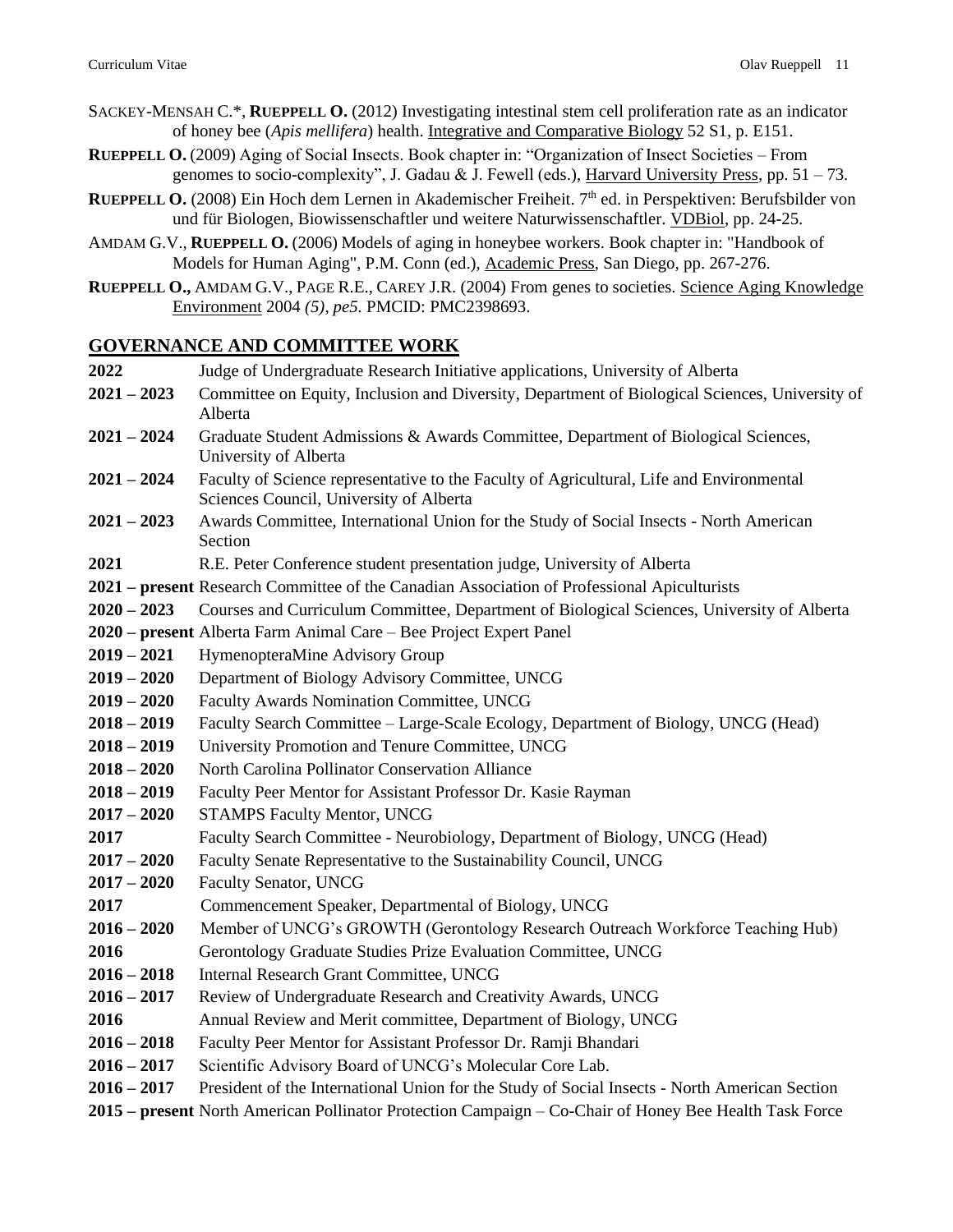SACKEY-MENSAH C.*, **RUEPPELL O.** (2012) Investigating intestinal stem cell proliferation rate as an indicator of honey bee (*Apis mellifera*) health. Integrative and Comparative Biology 52 S1, p. E151.

**RUEPPELL O.** (2009) Aging of Social Insects. Book chapter in: "Organization of Insect Societies – From genomes to socio-complexity", J. Gadau & J. Fewell (eds.), Harvard University Press, pp. 51 – 73.

**RUEPPELL O.** (2008) Ein Hoch dem Lernen in Akademischer Freiheit. 7th ed. in Perspektiven: Berufsbilder von und für Biologen, Biowissenschaftler und weitere Naturwissenschaftler. VDBiol, pp. 24-25.

AMDAM G.V., **RUEPPELL O.** (2006) Models of aging in honeybee workers. Book chapter in: "Handbook of Models for Human Aging", P.M. Conn (ed.), Academic Press, San Diego, pp. 267-276.

**RUEPPELL O.,** AMDAM G.V., PAGE R.E., CAREY J.R. (2004) From genes to societies. Science Aging Knowledge Environment 2004 *(5), pe5.* PMCID: PMC2398693.

## GOVERNANCE AND COMMITTEE WORK

**2022** Judge of Undergraduate Research Initiative applications, University of Alberta

**2021 – 2023** Committee on Equity, Inclusion and Diversity, Department of Biological Sciences, University of Alberta

**2021 – 2024** Graduate Student Admissions & Awards Committee, Department of Biological Sciences, University of Alberta

**2021 – 2024** Faculty of Science representative to the Faculty of Agricultural, Life and Environmental Sciences Council, University of Alberta

**2021 – 2023** Awards Committee, International Union for the Study of Social Insects - North American Section

**2021** R.E. Peter Conference student presentation judge, University of Alberta

**2021 – present** Research Committee of the Canadian Association of Professional Apiculturists

**2020 – 2023** Courses and Curriculum Committee, Department of Biological Sciences, University of Alberta

**2020 – present** Alberta Farm Animal Care – Bee Project Expert Panel

**2019 – 2021** HymenopteraMine Advisory Group

**2019 – 2020** Department of Biology Advisory Committee, UNCG

**2019 – 2020** Faculty Awards Nomination Committee, UNCG

**2018 – 2019** Faculty Search Committee – Large-Scale Ecology, Department of Biology, UNCG (Head)

**2018 – 2019** University Promotion and Tenure Committee, UNCG

**2018 – 2020** North Carolina Pollinator Conservation Alliance

**2018 – 2019** Faculty Peer Mentor for Assistant Professor Dr. Kasie Rayman

**2017 – 2020** STAMPS Faculty Mentor, UNCG

**2017** Faculty Search Committee - Neurobiology, Department of Biology, UNCG (Head)

**2017 – 2020** Faculty Senate Representative to the Sustainability Council, UNCG

**2017 – 2020** Faculty Senator, UNCG

**2017** Commencement Speaker, Departmental of Biology, UNCG

**2016 – 2020** Member of UNCG's GROWTH (Gerontology Research Outreach Workforce Teaching Hub)

**2016** Gerontology Graduate Studies Prize Evaluation Committee, UNCG

**2016 – 2018** Internal Research Grant Committee, UNCG

**2016 – 2017** Review of Undergraduate Research and Creativity Awards, UNCG

**2016** Annual Review and Merit committee, Department of Biology, UNCG

**2016 – 2018** Faculty Peer Mentor for Assistant Professor Dr. Ramji Bhandari

**2016 – 2017** Scientific Advisory Board of UNCG's Molecular Core Lab.

**2016 – 2017** President of the International Union for the Study of Social Insects - North American Section

**2015 – present** North American Pollinator Protection Campaign – Co-Chair of Honey Bee Health Task Force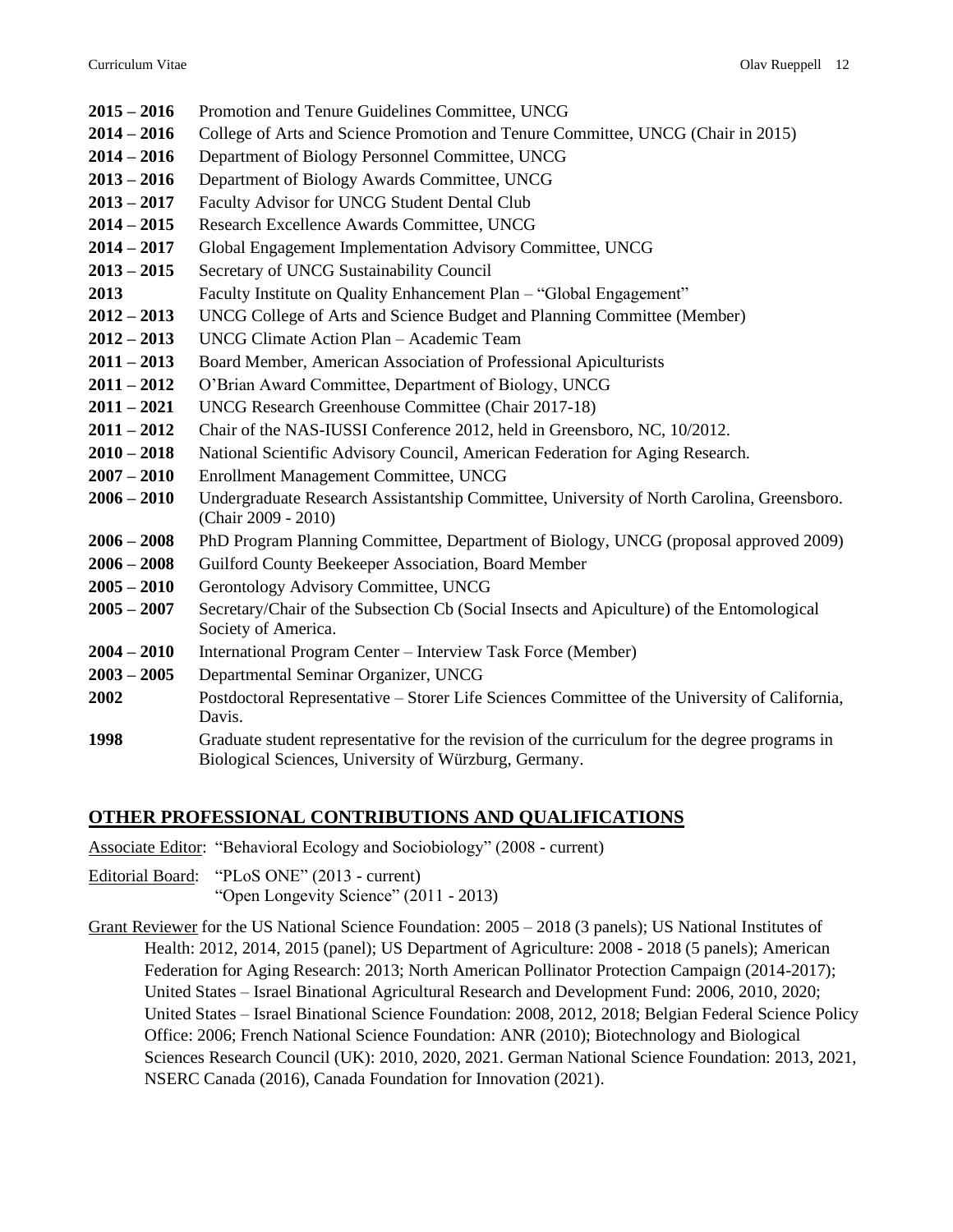**2015 – 2016** Promotion and Tenure Guidelines Committee, UNCG
**2014 – 2016** College of Arts and Science Promotion and Tenure Committee, UNCG (Chair in 2015)
**2014 – 2016** Department of Biology Personnel Committee, UNCG
**2013 – 2016** Department of Biology Awards Committee, UNCG
**2013 – 2017** Faculty Advisor for UNCG Student Dental Club
**2014 – 2015** Research Excellence Awards Committee, UNCG
**2014 – 2017** Global Engagement Implementation Advisory Committee, UNCG
**2013 – 2015** Secretary of UNCG Sustainability Council
**2013** Faculty Institute on Quality Enhancement Plan – "Global Engagement"
**2012 – 2013** UNCG College of Arts and Science Budget and Planning Committee (Member)
**2012 – 2013** UNCG Climate Action Plan – Academic Team
**2011 – 2013** Board Member, American Association of Professional Apiculturists
**2011 – 2012** O'Brian Award Committee, Department of Biology, UNCG
**2011 – 2021** UNCG Research Greenhouse Committee (Chair 2017-18)
**2011 – 2012** Chair of the NAS-IUSSI Conference 2012, held in Greensboro, NC, 10/2012.
**2010 – 2018** National Scientific Advisory Council, American Federation for Aging Research.
**2007 – 2010** Enrollment Management Committee, UNCG
**2006 – 2010** Undergraduate Research Assistantship Committee, University of North Carolina, Greensboro. (Chair 2009 - 2010)
**2006 – 2008** PhD Program Planning Committee, Department of Biology, UNCG (proposal approved 2009)
**2006 – 2008** Guilford County Beekeeper Association, Board Member
**2005 – 2010** Gerontology Advisory Committee, UNCG
**2005 – 2007** Secretary/Chair of the Subsection Cb (Social Insects and Apiculture) of the Entomological Society of America.
**2004 – 2010** International Program Center – Interview Task Force (Member)
**2003 – 2005** Departmental Seminar Organizer, UNCG
**2002** Postdoctoral Representative – Storer Life Sciences Committee of the University of California, Davis.
**1998** Graduate student representative for the revision of the curriculum for the degree programs in Biological Sciences, University of Würzburg, Germany.

## OTHER PROFESSIONAL CONTRIBUTIONS AND QUALIFICATIONS

Associate Editor: "Behavioral Ecology and Sociobiology" (2008 - current)

Editorial Board: "PLoS ONE" (2013 - current)
"Open Longevity Science" (2011 - 2013)

Grant Reviewer for the US National Science Foundation: 2005 – 2018 (3 panels); US National Institutes of Health: 2012, 2014, 2015 (panel); US Department of Agriculture: 2008 - 2018 (5 panels); American Federation for Aging Research: 2013; North American Pollinator Protection Campaign (2014-2017); United States – Israel Binational Agricultural Research and Development Fund: 2006, 2010, 2020; United States – Israel Binational Science Foundation: 2008, 2012, 2018; Belgian Federal Science Policy Office: 2006; French National Science Foundation: ANR (2010); Biotechnology and Biological Sciences Research Council (UK): 2010, 2020, 2021. German National Science Foundation: 2013, 2021, NSERC Canada (2016), Canada Foundation for Innovation (2021).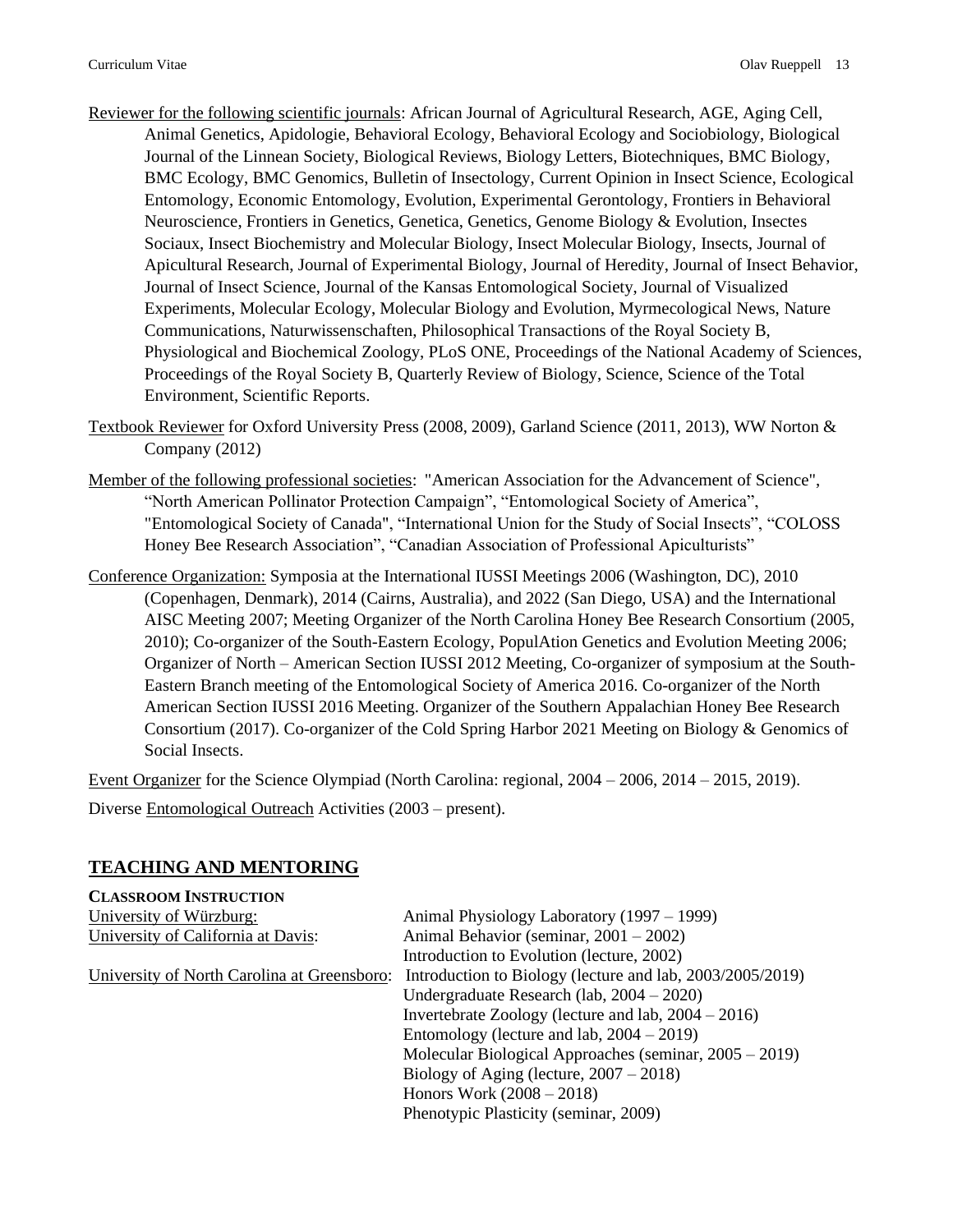Reviewer for the following scientific journals: African Journal of Agricultural Research, AGE, Aging Cell, Animal Genetics, Apidologie, Behavioral Ecology, Behavioral Ecology and Sociobiology, Biological Journal of the Linnean Society, Biological Reviews, Biology Letters, Biotechniques, BMC Biology, BMC Ecology, BMC Genomics, Bulletin of Insectology, Current Opinion in Insect Science, Ecological Entomology, Economic Entomology, Evolution, Experimental Gerontology, Frontiers in Behavioral Neuroscience, Frontiers in Genetics, Genetica, Genetics, Genome Biology & Evolution, Insectes Sociaux, Insect Biochemistry and Molecular Biology, Insect Molecular Biology, Insects, Journal of Apicultural Research, Journal of Experimental Biology, Journal of Heredity, Journal of Insect Behavior, Journal of Insect Science, Journal of the Kansas Entomological Society, Journal of Visualized Experiments, Molecular Ecology, Molecular Biology and Evolution, Myrmecological News, Nature Communications, Naturwissenschaften, Philosophical Transactions of the Royal Society B, Physiological and Biochemical Zoology, PLoS ONE, Proceedings of the National Academy of Sciences, Proceedings of the Royal Society B, Quarterly Review of Biology, Science, Science of the Total Environment, Scientific Reports.

Textbook Reviewer for Oxford University Press (2008, 2009), Garland Science (2011, 2013), WW Norton & Company (2012)

Member of the following professional societies: "American Association for the Advancement of Science", "North American Pollinator Protection Campaign", "Entomological Society of America", "Entomological Society of Canada", "International Union for the Study of Social Insects", "COLOSS Honey Bee Research Association", "Canadian Association of Professional Apiculturists"

Conference Organization: Symposia at the International IUSSI Meetings 2006 (Washington, DC), 2010 (Copenhagen, Denmark), 2014 (Cairns, Australia), and 2022 (San Diego, USA) and the International AISC Meeting 2007; Meeting Organizer of the North Carolina Honey Bee Research Consortium (2005, 2010); Co-organizer of the South-Eastern Ecology, PopulAtion Genetics and Evolution Meeting 2006; Organizer of North – American Section IUSSI 2012 Meeting, Co-organizer of symposium at the South-Eastern Branch meeting of the Entomological Society of America 2016. Co-organizer of the North American Section IUSSI 2016 Meeting. Organizer of the Southern Appalachian Honey Bee Research Consortium (2017). Co-organizer of the Cold Spring Harbor 2021 Meeting on Biology & Genomics of Social Insects.

Event Organizer for the Science Olympiad (North Carolina: regional, 2004 – 2006, 2014 – 2015, 2019).

Diverse Entomological Outreach Activities (2003 – present).

## TEACHING AND MENTORING

**CLASSROOM INSTRUCTION**

| | |
|---|---|
| University of Würzburg: | Animal Physiology Laboratory (1997 – 1999) |
| University of California at Davis: | Animal Behavior (seminar, 2001 – 2002) |
| | Introduction to Evolution (lecture, 2002) |
| University of North Carolina at Greensboro: | Introduction to Biology (lecture and lab, 2003/2005/2019) |
| | Undergraduate Research (lab, 2004 – 2020) |
| | Invertebrate Zoology (lecture and lab, 2004 – 2016) |
| | Entomology (lecture and lab, 2004 – 2019) |
| | Molecular Biological Approaches (seminar, 2005 – 2019) |
| | Biology of Aging (lecture, 2007 – 2018) |
| | Honors Work (2008 – 2018) |
| | Phenotypic Plasticity (seminar, 2009) |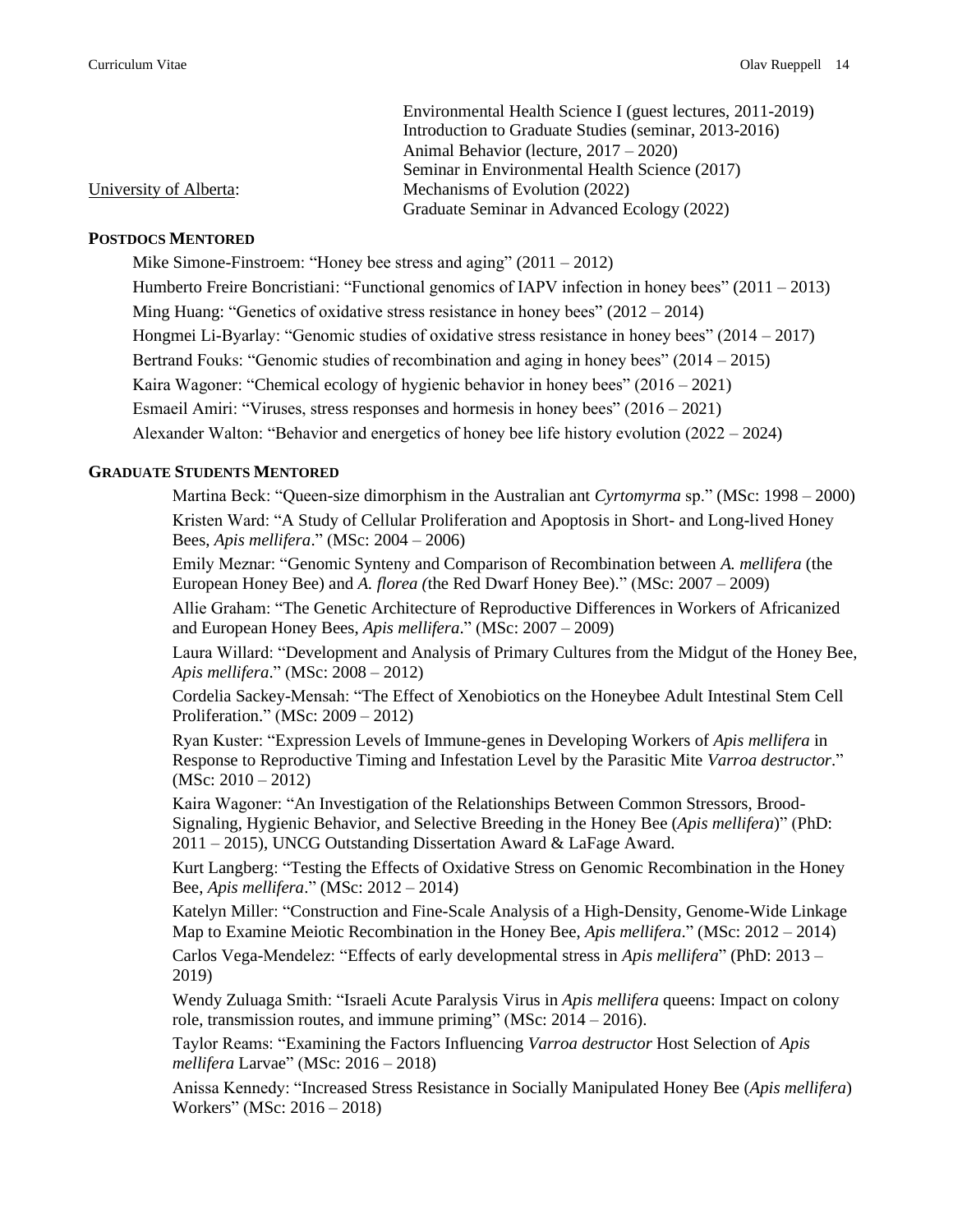Environmental Health Science I (guest lectures, 2011-2019)
Introduction to Graduate Studies (seminar, 2013-2016)
Animal Behavior (lecture, 2017 – 2020)
Seminar in Environmental Health Science (2017)

University of Alberta: Mechanisms of Evolution (2022)
Graduate Seminar in Advanced Ecology (2022)

**POSTDOCS MENTORED**

Mike Simone-Finstroem: "Honey bee stress and aging" (2011 – 2012)

Humberto Freire Boncristiani: "Functional genomics of IAPV infection in honey bees" (2011 – 2013)

Ming Huang: "Genetics of oxidative stress resistance in honey bees" (2012 – 2014)

Hongmei Li-Byarlay: "Genomic studies of oxidative stress resistance in honey bees" (2014 – 2017)

Bertrand Fouks: "Genomic studies of recombination and aging in honey bees" (2014 – 2015)

Kaira Wagoner: "Chemical ecology of hygienic behavior in honey bees" (2016 – 2021)

Esmaeil Amiri: "Viruses, stress responses and hormesis in honey bees" (2016 – 2021)

Alexander Walton: "Behavior and energetics of honey bee life history evolution (2022 – 2024)

**GRADUATE STUDENTS MENTORED**

Martina Beck: "Queen-size dimorphism in the Australian ant *Cyrtomyrma* sp." (MSc: 1998 – 2000)

Kristen Ward: "A Study of Cellular Proliferation and Apoptosis in Short- and Long-lived Honey Bees, *Apis mellifera*." (MSc: 2004 – 2006)

Emily Meznar: "Genomic Synteny and Comparison of Recombination between *A. mellifera* (the European Honey Bee) and *A. florea (*the Red Dwarf Honey Bee)." (MSc: 2007 – 2009)

Allie Graham: "The Genetic Architecture of Reproductive Differences in Workers of Africanized and European Honey Bees, *Apis mellifera*." (MSc: 2007 – 2009)

Laura Willard: "Development and Analysis of Primary Cultures from the Midgut of the Honey Bee, *Apis mellifera*." (MSc: 2008 – 2012)

Cordelia Sackey-Mensah: "The Effect of Xenobiotics on the Honeybee Adult Intestinal Stem Cell Proliferation." (MSc: 2009 – 2012)

Ryan Kuster: "Expression Levels of Immune-genes in Developing Workers of *Apis mellifera* in Response to Reproductive Timing and Infestation Level by the Parasitic Mite *Varroa destructor*." (MSc: 2010 – 2012)

Kaira Wagoner: "An Investigation of the Relationships Between Common Stressors, Brood-Signaling, Hygienic Behavior, and Selective Breeding in the Honey Bee (*Apis mellifera*)" (PhD: 2011 – 2015), UNCG Outstanding Dissertation Award & LaFage Award.

Kurt Langberg: "Testing the Effects of Oxidative Stress on Genomic Recombination in the Honey Bee, *Apis mellifera*." (MSc: 2012 – 2014)

Katelyn Miller: "Construction and Fine-Scale Analysis of a High-Density, Genome-Wide Linkage Map to Examine Meiotic Recombination in the Honey Bee, *Apis mellifera*." (MSc: 2012 – 2014)

Carlos Vega-Mendelez: "Effects of early developmental stress in *Apis mellifera*" (PhD: 2013 – 2019)

Wendy Zuluaga Smith: "Israeli Acute Paralysis Virus in *Apis mellifera* queens: Impact on colony role, transmission routes, and immune priming" (MSc: 2014 – 2016).

Taylor Reams: "Examining the Factors Influencing *Varroa destructor* Host Selection of *Apis mellifera* Larvae" (MSc: 2016 – 2018)

Anissa Kennedy: "Increased Stress Resistance in Socially Manipulated Honey Bee (*Apis mellifera*) Workers" (MSc: 2016 – 2018)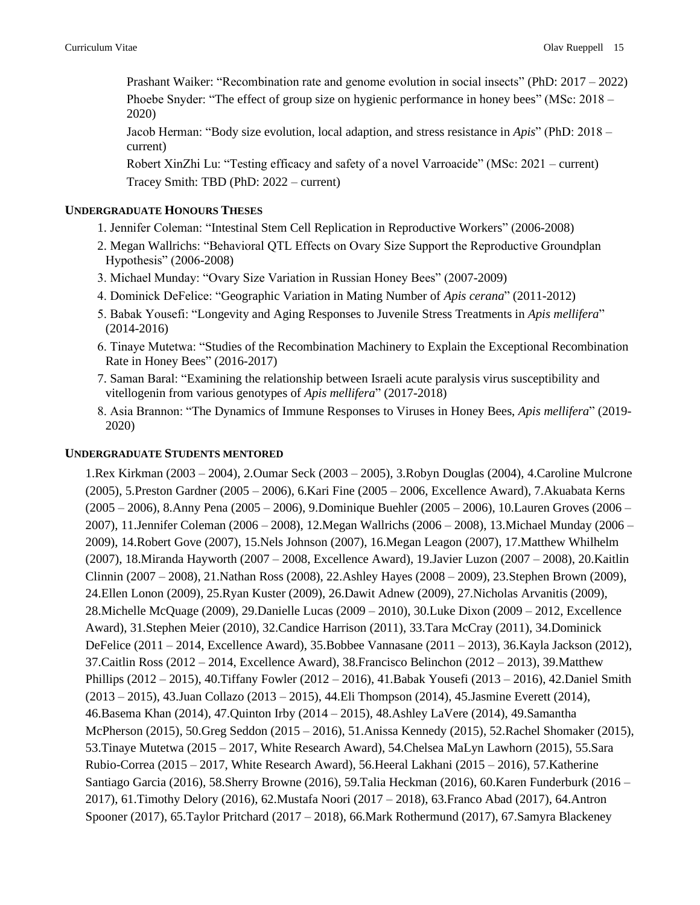Prashant Waiker: "Recombination rate and genome evolution in social insects" (PhD: 2017 – 2022)

Phoebe Snyder: "The effect of group size on hygienic performance in honey bees" (MSc: 2018 – 2020)

Jacob Herman: "Body size evolution, local adaption, and stress resistance in *Apis*" (PhD: 2018 – current)

Robert XinZhi Lu: "Testing efficacy and safety of a novel Varroacide" (MSc: 2021 – current)

Tracey Smith: TBD (PhD: 2022 – current)

### UNDERGRADUATE HONOURS THESES

1. Jennifer Coleman: "Intestinal Stem Cell Replication in Reproductive Workers" (2006-2008)
2. Megan Wallrichs: "Behavioral QTL Effects on Ovary Size Support the Reproductive Groundplan Hypothesis" (2006-2008)
3. Michael Munday: "Ovary Size Variation in Russian Honey Bees" (2007-2009)
4. Dominick DeFelice: "Geographic Variation in Mating Number of *Apis cerana*" (2011-2012)
5. Babak Yousefi: "Longevity and Aging Responses to Juvenile Stress Treatments in *Apis mellifera*" (2014-2016)
6. Tinaye Mutetwa: "Studies of the Recombination Machinery to Explain the Exceptional Recombination Rate in Honey Bees" (2016-2017)
7. Saman Baral: "Examining the relationship between Israeli acute paralysis virus susceptibility and vitellogenin from various genotypes of *Apis mellifera*" (2017-2018)
8. Asia Brannon: "The Dynamics of Immune Responses to Viruses in Honey Bees, *Apis mellifera*" (2019-2020)

### UNDERGRADUATE STUDENTS MENTORED

1.Rex Kirkman (2003 – 2004), 2.Oumar Seck (2003 – 2005), 3.Robyn Douglas (2004), 4.Caroline Mulcrone (2005), 5.Preston Gardner (2005 – 2006), 6.Kari Fine (2005 – 2006, Excellence Award), 7.Akuabata Kerns (2005 – 2006), 8.Anny Pena (2005 – 2006), 9.Dominique Buehler (2005 – 2006), 10.Lauren Groves (2006 – 2007), 11.Jennifer Coleman (2006 – 2008), 12.Megan Wallrichs (2006 – 2008), 13.Michael Munday (2006 – 2009), 14.Robert Gove (2007), 15.Nels Johnson (2007), 16.Megan Leagon (2007), 17.Matthew Whilhelm (2007), 18.Miranda Hayworth (2007 – 2008, Excellence Award), 19.Javier Luzon (2007 – 2008), 20.Kaitlin Clinnin (2007 – 2008), 21.Nathan Ross (2008), 22.Ashley Hayes (2008 – 2009), 23.Stephen Brown (2009), 24.Ellen Lonon (2009), 25.Ryan Kuster (2009), 26.Dawit Adnew (2009), 27.Nicholas Arvanitis (2009), 28.Michelle McQuage (2009), 29.Danielle Lucas (2009 – 2010), 30.Luke Dixon (2009 – 2012, Excellence Award), 31.Stephen Meier (2010), 32.Candice Harrison (2011), 33.Tara McCray (2011), 34.Dominick DeFelice (2011 – 2014, Excellence Award), 35.Bobbee Vannasane (2011 – 2013), 36.Kayla Jackson (2012), 37.Caitlin Ross (2012 – 2014, Excellence Award), 38.Francisco Belinchon (2012 – 2013), 39.Matthew Phillips (2012 – 2015), 40.Tiffany Fowler (2012 – 2016), 41.Babak Yousefi (2013 – 2016), 42.Daniel Smith (2013 – 2015), 43.Juan Collazo (2013 – 2015), 44.Eli Thompson (2014), 45.Jasmine Everett (2014), 46.Basema Khan (2014), 47.Quinton Irby (2014 – 2015), 48.Ashley LaVere (2014), 49.Samantha McPherson (2015), 50.Greg Seddon (2015 – 2016), 51.Anissa Kennedy (2015), 52.Rachel Shomaker (2015), 53.Tinaye Mutetwa (2015 – 2017, White Research Award), 54.Chelsea MaLyn Lawhorn (2015), 55.Sara Rubio-Correa (2015 – 2017, White Research Award), 56.Heeral Lakhani (2015 – 2016), 57.Katherine Santiago Garcia (2016), 58.Sherry Browne (2016), 59.Talia Heckman (2016), 60.Karen Funderburk (2016 – 2017), 61.Timothy Delory (2016), 62.Mustafa Noori (2017 – 2018), 63.Franco Abad (2017), 64.Antron Spooner (2017), 65.Taylor Pritchard (2017 – 2018), 66.Mark Rothermund (2017), 67.Samyra Blackeney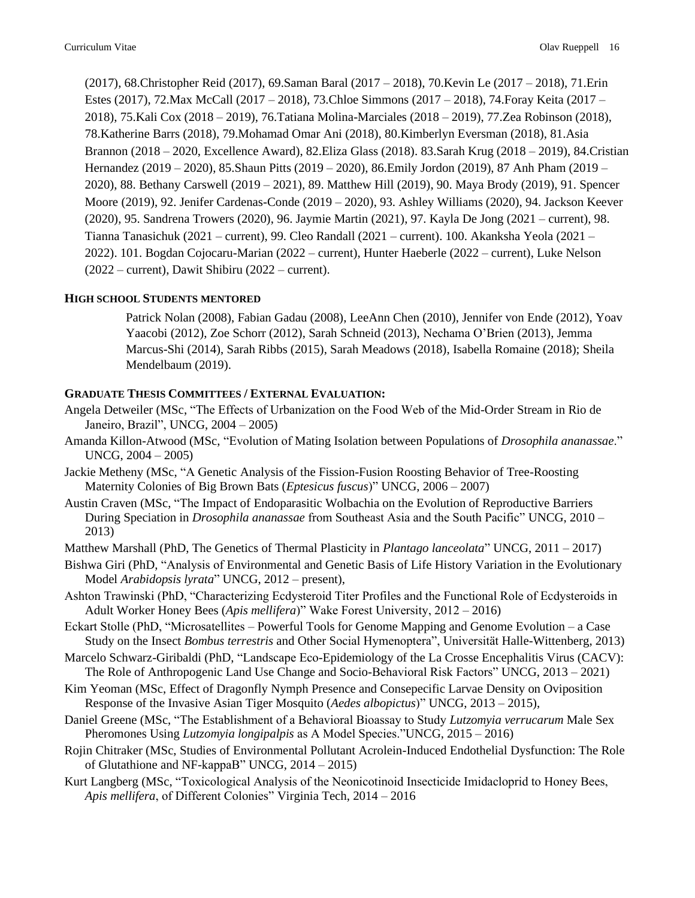(2017), 68.Christopher Reid (2017), 69.Saman Baral (2017 – 2018), 70.Kevin Le (2017 – 2018), 71.Erin Estes (2017), 72.Max McCall (2017 – 2018), 73.Chloe Simmons (2017 – 2018), 74.Foray Keita (2017 – 2018), 75.Kali Cox (2018 – 2019), 76.Tatiana Molina-Marciales (2018 – 2019), 77.Zea Robinson (2018), 78.Katherine Barrs (2018), 79.Mohamad Omar Ani (2018), 80.Kimberlyn Eversman (2018), 81.Asia Brannon (2018 – 2020, Excellence Award), 82.Eliza Glass (2018). 83.Sarah Krug (2018 – 2019), 84.Cristian Hernandez (2019 – 2020), 85.Shaun Pitts (2019 – 2020), 86.Emily Jordon (2019), 87 Anh Pham (2019 – 2020), 88. Bethany Carswell (2019 – 2021), 89. Matthew Hill (2019), 90. Maya Brody (2019), 91. Spencer Moore (2019), 92. Jenifer Cardenas-Conde (2019 – 2020), 93. Ashley Williams (2020), 94. Jackson Keever (2020), 95. Sandrena Trowers (2020), 96. Jaymie Martin (2021), 97. Kayla De Jong (2021 – current), 98. Tianna Tanasichuk (2021 – current), 99. Cleo Randall (2021 – current). 100. Akanksha Yeola (2021 – 2022). 101. Bogdan Cojocaru-Marian (2022 – current), Hunter Haeberle (2022 – current), Luke Nelson (2022 – current), Dawit Shibiru (2022 – current).

**HIGH SCHOOL STUDENTS MENTORED**

Patrick Nolan (2008), Fabian Gadau (2008), LeeAnn Chen (2010), Jennifer von Ende (2012), Yoav Yaacobi (2012), Zoe Schorr (2012), Sarah Schneid (2013), Nechama O'Brien (2013), Jemma Marcus-Shi (2014), Sarah Ribbs (2015), Sarah Meadows (2018), Isabella Romaine (2018); Sheila Mendelbaum (2019).

**GRADUATE THESIS COMMITTEES / EXTERNAL EVALUATION:**

Angela Detweiler (MSc, "The Effects of Urbanization on the Food Web of the Mid-Order Stream in Rio de Janeiro, Brazil", UNCG, 2004 – 2005)

Amanda Killon-Atwood (MSc, "Evolution of Mating Isolation between Populations of *Drosophila ananassae*." UNCG, 2004 – 2005)

Jackie Metheny (MSc, "A Genetic Analysis of the Fission-Fusion Roosting Behavior of Tree-Roosting Maternity Colonies of Big Brown Bats (*Eptesicus fuscus*)" UNCG, 2006 – 2007)

Austin Craven (MSc, "The Impact of Endoparasitic Wolbachia on the Evolution of Reproductive Barriers During Speciation in *Drosophila ananassae* from Southeast Asia and the South Pacific" UNCG, 2010 – 2013)

Matthew Marshall (PhD, The Genetics of Thermal Plasticity in *Plantago lanceolata*" UNCG, 2011 – 2017)

Bishwa Giri (PhD, "Analysis of Environmental and Genetic Basis of Life History Variation in the Evolutionary Model *Arabidopsis lyrata*" UNCG, 2012 – present),

Ashton Trawinski (PhD, "Characterizing Ecdysteroid Titer Profiles and the Functional Role of Ecdysteroids in Adult Worker Honey Bees (*Apis mellifera*)" Wake Forest University, 2012 – 2016)

Eckart Stolle (PhD, "Microsatellites – Powerful Tools for Genome Mapping and Genome Evolution – a Case Study on the Insect *Bombus terrestris* and Other Social Hymenoptera", Universität Halle-Wittenberg, 2013)

Marcelo Schwarz-Giribaldi (PhD, "Landscape Eco-Epidemiology of the La Crosse Encephalitis Virus (CACV): The Role of Anthropogenic Land Use Change and Socio-Behavioral Risk Factors" UNCG, 2013 – 2021)

Kim Yeoman (MSc, Effect of Dragonfly Nymph Presence and Consepecific Larvae Density on Oviposition Response of the Invasive Asian Tiger Mosquito (*Aedes albopictus*)" UNCG, 2013 – 2015),

Daniel Greene (MSc, "The Establishment of a Behavioral Bioassay to Study *Lutzomyia verrucarum* Male Sex Pheromones Using *Lutzomyia longipalpis* as A Model Species."UNCG, 2015 – 2016)

Rojin Chitraker (MSc, Studies of Environmental Pollutant Acrolein-Induced Endothelial Dysfunction: The Role of Glutathione and NF-kappaB" UNCG, 2014 – 2015)

Kurt Langberg (MSc, "Toxicological Analysis of the Neonicotinoid Insecticide Imidacloprid to Honey Bees, *Apis mellifera*, of Different Colonies" Virginia Tech, 2014 – 2016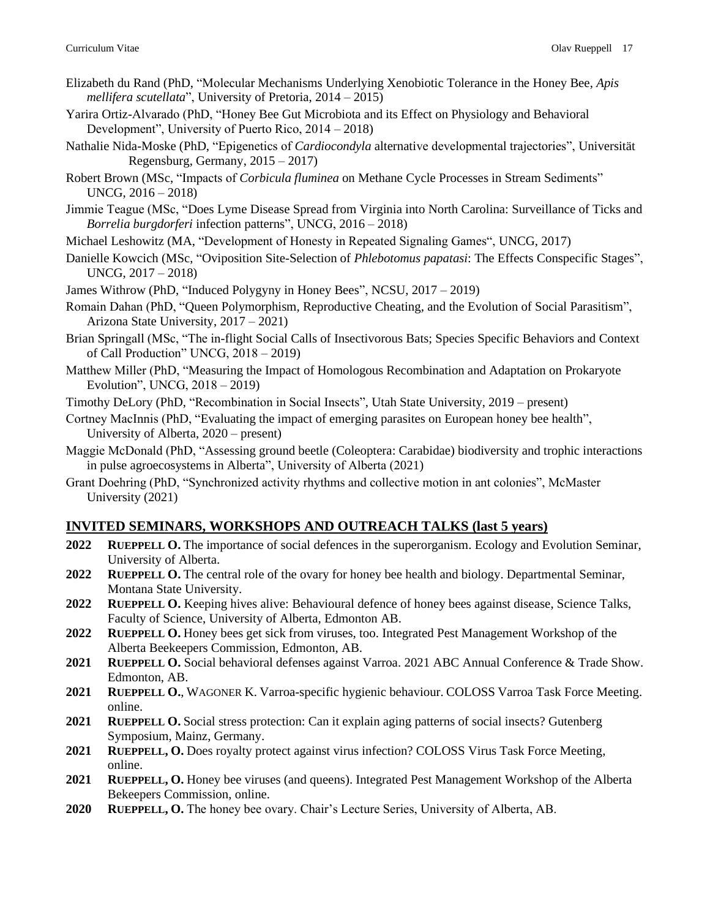Elizabeth du Rand (PhD, "Molecular Mechanisms Underlying Xenobiotic Tolerance in the Honey Bee, *Apis mellifera scutellata*", University of Pretoria, 2014 – 2015)

Yarira Ortiz-Alvarado (PhD, "Honey Bee Gut Microbiota and its Effect on Physiology and Behavioral Development", University of Puerto Rico, 2014 – 2018)

Nathalie Nida-Moske (PhD, "Epigenetics of *Cardiocondyla* alternative developmental trajectories", Universität Regensburg, Germany, 2015 – 2017)

Robert Brown (MSc, "Impacts of *Corbicula fluminea* on Methane Cycle Processes in Stream Sediments" UNCG, 2016 – 2018)

Jimmie Teague (MSc, "Does Lyme Disease Spread from Virginia into North Carolina: Surveillance of Ticks and *Borrelia burgdorferi* infection patterns", UNCG, 2016 – 2018)

Michael Leshowitz (MA, "Development of Honesty in Repeated Signaling Games", UNCG, 2017)

Danielle Kowcich (MSc, "Oviposition Site-Selection of *Phlebotomus papatasi*: The Effects Conspecific Stages", UNCG, 2017 – 2018)

James Withrow (PhD, "Induced Polygyny in Honey Bees", NCSU, 2017 – 2019)

Romain Dahan (PhD, "Queen Polymorphism, Reproductive Cheating, and the Evolution of Social Parasitism", Arizona State University, 2017 – 2021)

Brian Springall (MSc, "The in-flight Social Calls of Insectivorous Bats; Species Specific Behaviors and Context of Call Production" UNCG, 2018 – 2019)

Matthew Miller (PhD, "Measuring the Impact of Homologous Recombination and Adaptation on Prokaryote Evolution", UNCG, 2018 – 2019)

Timothy DeLory (PhD, "Recombination in Social Insects", Utah State University, 2019 – present)

Cortney MacInnis (PhD, "Evaluating the impact of emerging parasites on European honey bee health", University of Alberta, 2020 – present)

Maggie McDonald (PhD, "Assessing ground beetle (Coleoptera: Carabidae) biodiversity and trophic interactions in pulse agroecosystems in Alberta", University of Alberta (2021)

Grant Doehring (PhD, "Synchronized activity rhythms and collective motion in ant colonies", McMaster University (2021)

## INVITED SEMINARS, WORKSHOPS AND OUTREACH TALKS (last 5 years)

**2022** **RUEPPELL O.** The importance of social defences in the superorganism. Ecology and Evolution Seminar, University of Alberta.

**2022** **RUEPPELL O.** The central role of the ovary for honey bee health and biology. Departmental Seminar, Montana State University.

**2022** **RUEPPELL O.** Keeping hives alive: Behavioural defence of honey bees against disease, Science Talks, Faculty of Science, University of Alberta, Edmonton AB.

**2022** **RUEPPELL O.** Honey bees get sick from viruses, too. Integrated Pest Management Workshop of the Alberta Beekeepers Commission, Edmonton, AB.

**2021** **RUEPPELL O.** Social behavioral defenses against Varroa. 2021 ABC Annual Conference & Trade Show. Edmonton, AB.

**2021** **RUEPPELL O.**, WAGONER K. Varroa-specific hygienic behaviour. COLOSS Varroa Task Force Meeting. online.

**2021** **RUEPPELL O.** Social stress protection: Can it explain aging patterns of social insects? Gutenberg Symposium, Mainz, Germany.

**2021** **RUEPPELL, O.** Does royalty protect against virus infection? COLOSS Virus Task Force Meeting, online.

**2021** **RUEPPELL, O.** Honey bee viruses (and queens). Integrated Pest Management Workshop of the Alberta Bekeepers Commission, online.

**2020** **RUEPPELL, O.** The honey bee ovary. Chair's Lecture Series, University of Alberta, AB.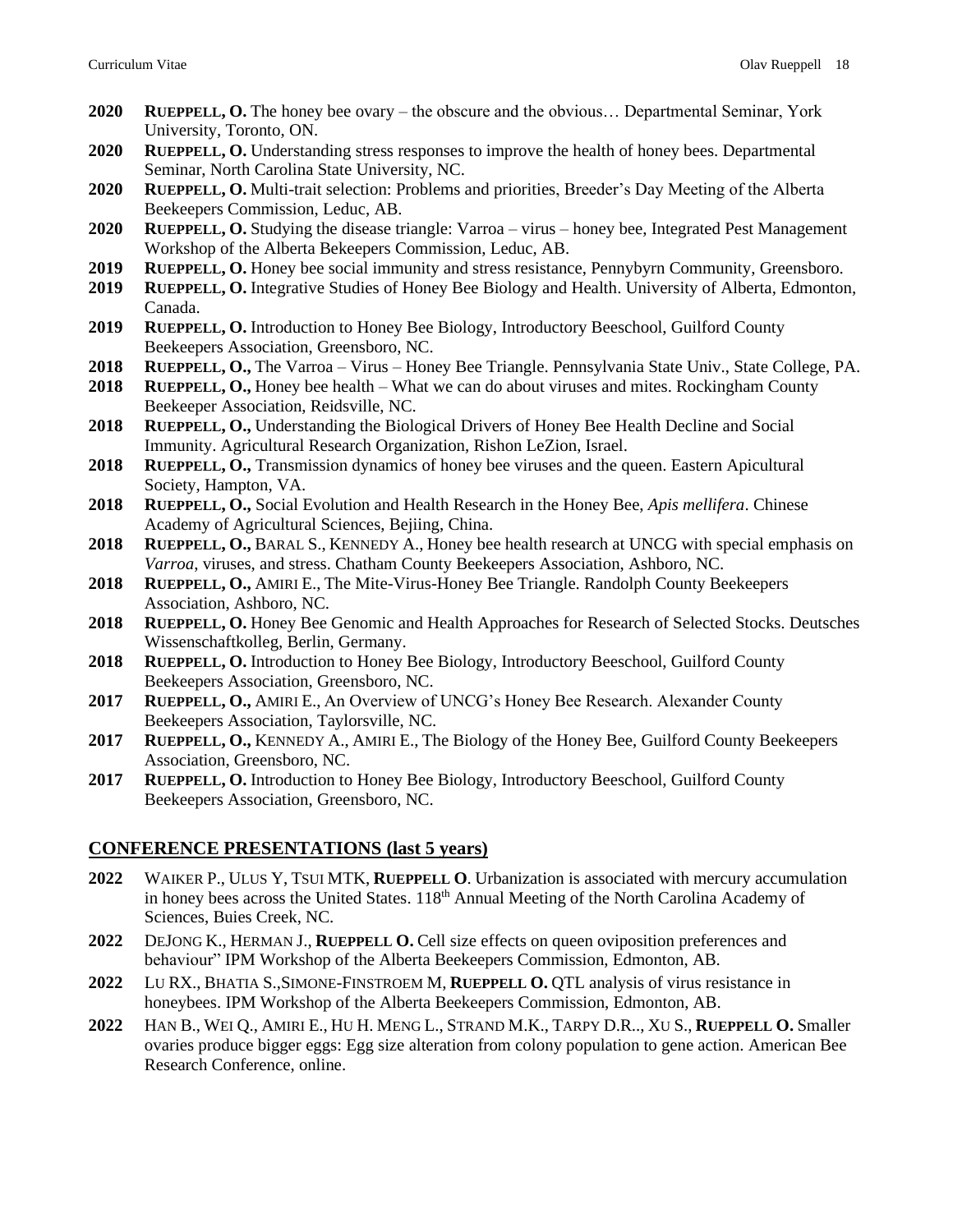**2020** **RUEPPELL, O.** The honey bee ovary – the obscure and the obvious… Departmental Seminar, York University, Toronto, ON.

**2020** **RUEPPELL, O.** Understanding stress responses to improve the health of honey bees. Departmental Seminar, North Carolina State University, NC.

**2020** **RUEPPELL, O.** Multi-trait selection: Problems and priorities, Breeder's Day Meeting of the Alberta Beekeepers Commission, Leduc, AB.

**2020** **RUEPPELL, O.** Studying the disease triangle: Varroa – virus – honey bee, Integrated Pest Management Workshop of the Alberta Bekeepers Commission, Leduc, AB.

**2019** **RUEPPELL, O.** Honey bee social immunity and stress resistance, Pennybyrn Community, Greensboro.

**2019** **RUEPPELL, O.** Integrative Studies of Honey Bee Biology and Health. University of Alberta, Edmonton, Canada.

**2019** **RUEPPELL, O.** Introduction to Honey Bee Biology, Introductory Beeschool, Guilford County Beekeepers Association, Greensboro, NC.

**2018** **RUEPPELL, O.,** The Varroa – Virus – Honey Bee Triangle. Pennsylvania State Univ., State College, PA.

**2018** **RUEPPELL, O.,** Honey bee health – What we can do about viruses and mites. Rockingham County Beekeeper Association, Reidsville, NC.

**2018** **RUEPPELL, O.,** Understanding the Biological Drivers of Honey Bee Health Decline and Social Immunity. Agricultural Research Organization, Rishon LeZion, Israel.

**2018** **RUEPPELL, O.,** Transmission dynamics of honey bee viruses and the queen. Eastern Apicultural Society, Hampton, VA.

**2018** **RUEPPELL, O.,** Social Evolution and Health Research in the Honey Bee, *Apis mellifera*. Chinese Academy of Agricultural Sciences, Bejiing, China.

**2018** **RUEPPELL, O.,** BARAL S., KENNEDY A., Honey bee health research at UNCG with special emphasis on *Varroa*, viruses, and stress. Chatham County Beekeepers Association, Ashboro, NC.

**2018** **RUEPPELL, O.,** AMIRI E., The Mite-Virus-Honey Bee Triangle. Randolph County Beekeepers Association, Ashboro, NC.

**2018** **RUEPPELL, O.** Honey Bee Genomic and Health Approaches for Research of Selected Stocks. Deutsches Wissenschaftkolleg, Berlin, Germany.

**2018** **RUEPPELL, O.** Introduction to Honey Bee Biology, Introductory Beeschool, Guilford County Beekeepers Association, Greensboro, NC.

**2017** **RUEPPELL, O.,** AMIRI E., An Overview of UNCG's Honey Bee Research. Alexander County Beekeepers Association, Taylorsville, NC.

**2017** **RUEPPELL, O.,** KENNEDY A., AMIRI E., The Biology of the Honey Bee, Guilford County Beekeepers Association, Greensboro, NC.

**2017** **RUEPPELL, O.** Introduction to Honey Bee Biology, Introductory Beeschool, Guilford County Beekeepers Association, Greensboro, NC.

## CONFERENCE PRESENTATIONS (last 5 years)

**2022** WAIKER P., ULUS Y, TSUI MTK, **RUEPPELL O**. Urbanization is associated with mercury accumulation in honey bees across the United States. 118th Annual Meeting of the North Carolina Academy of Sciences, Buies Creek, NC.

**2022** DEJONG K., HERMAN J., **RUEPPELL O.** Cell size effects on queen oviposition preferences and behaviour" IPM Workshop of the Alberta Beekeepers Commission, Edmonton, AB.

**2022** LU RX., BHATIA S.,SIMONE-FINSTROEM M, **RUEPPELL O.** QTL analysis of virus resistance in honeybees. IPM Workshop of the Alberta Beekeepers Commission, Edmonton, AB.

**2022** HAN B., WEI Q., AMIRI E., HU H. MENG L., STRAND M.K., TARPY D.R.., XU S., **RUEPPELL O.** Smaller ovaries produce bigger eggs: Egg size alteration from colony population to gene action. American Bee Research Conference, online.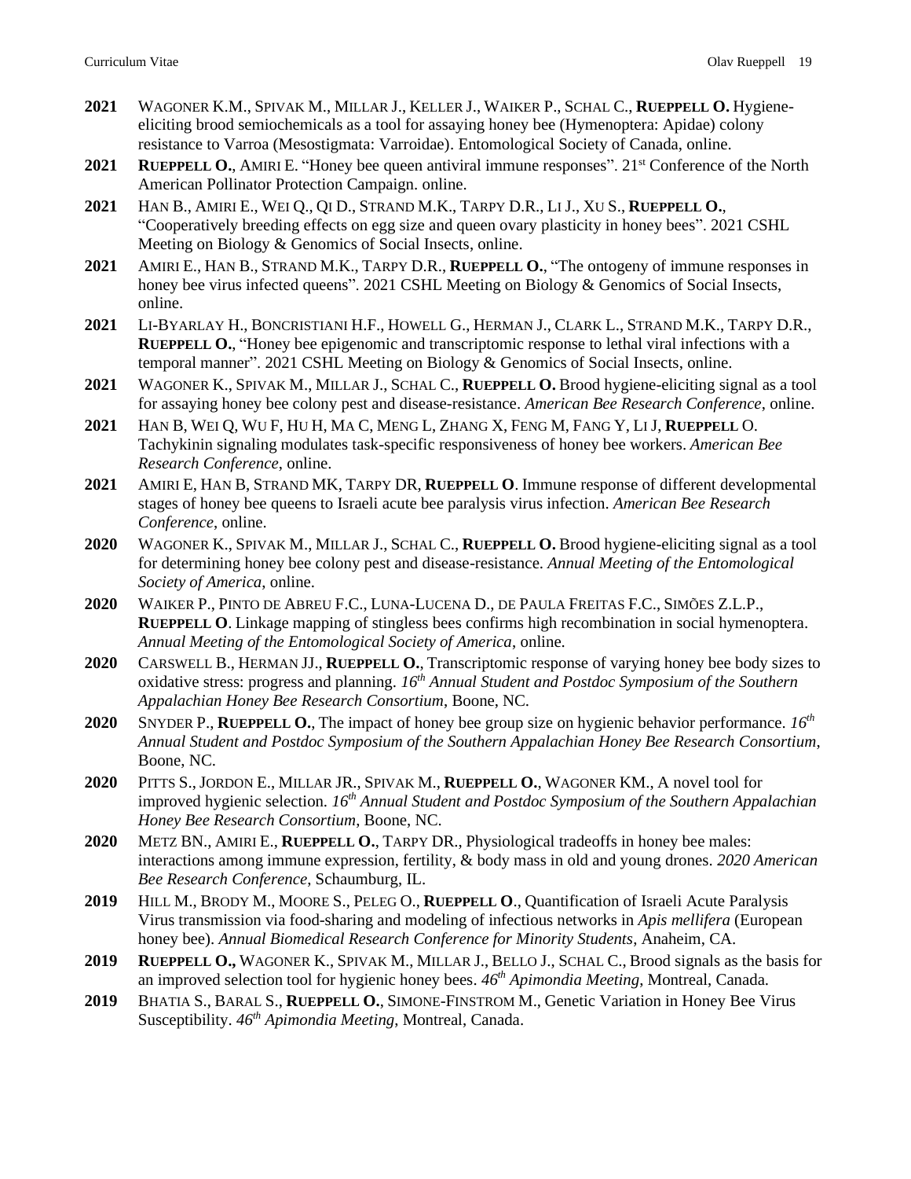**2021** WAGONER K.M., SPIVAK M., MILLAR J., KELLER J., WAIKER P., SCHAL C., **RUEPPELL O.** Hygiene-eliciting brood semiochemicals as a tool for assaying honey bee (Hymenoptera: Apidae) colony resistance to Varroa (Mesostigmata: Varroidae). Entomological Society of Canada, online.

**2021** **RUEPPELL O.**, AMIRI E. "Honey bee queen antiviral immune responses". 21st Conference of the North American Pollinator Protection Campaign. online.

**2021** HAN B., AMIRI E., WEI Q., QI D., STRAND M.K., TARPY D.R., LI J., XU S., **RUEPPELL O.**, "Cooperatively breeding effects on egg size and queen ovary plasticity in honey bees". 2021 CSHL Meeting on Biology & Genomics of Social Insects, online.

**2021** AMIRI E., HAN B., STRAND M.K., TARPY D.R., **RUEPPELL O.**, "The ontogeny of immune responses in honey bee virus infected queens". 2021 CSHL Meeting on Biology & Genomics of Social Insects, online.

**2021** LI-BYARLAY H., BONCRISTIANI H.F., HOWELL G., HERMAN J., CLARK L., STRAND M.K., TARPY D.R., **RUEPPELL O.**, "Honey bee epigenomic and transcriptomic response to lethal viral infections with a temporal manner". 2021 CSHL Meeting on Biology & Genomics of Social Insects, online.

**2021** WAGONER K., SPIVAK M., MILLAR J., SCHAL C., **RUEPPELL O.** Brood hygiene-eliciting signal as a tool for assaying honey bee colony pest and disease-resistance. *American Bee Research Conference*, online.

**2021** HAN B, WEI Q, WU F, HU H, MA C, MENG L, ZHANG X, FENG M, FANG Y, LI J, **RUEPPELL** O. Tachykinin signaling modulates task-specific responsiveness of honey bee workers. *American Bee Research Conference*, online.

**2021** AMIRI E, HAN B, STRAND MK, TARPY DR, **RUEPPELL O**. Immune response of different developmental stages of honey bee queens to Israeli acute bee paralysis virus infection. *American Bee Research Conference*, online.

**2020** WAGONER K., SPIVAK M., MILLAR J., SCHAL C., **RUEPPELL O.** Brood hygiene-eliciting signal as a tool for determining honey bee colony pest and disease-resistance. *Annual Meeting of the Entomological Society of America*, online.

**2020** WAIKER P., PINTO DE ABREU F.C., LUNA-LUCENA D., DE PAULA FREITAS F.C., SIMÕES Z.L.P., **RUEPPELL O**. Linkage mapping of stingless bees confirms high recombination in social hymenoptera. *Annual Meeting of the Entomological Society of America*, online.

**2020** CARSWELL B., HERMAN JJ., **RUEPPELL O.**, Transcriptomic response of varying honey bee body sizes to oxidative stress: progress and planning. *16th Annual Student and Postdoc Symposium of the Southern Appalachian Honey Bee Research Consortium*, Boone, NC.

**2020** SNYDER P., **RUEPPELL O.**, The impact of honey bee group size on hygienic behavior performance. *16th Annual Student and Postdoc Symposium of the Southern Appalachian Honey Bee Research Consortium*, Boone, NC.

**2020** PITTS S., JORDON E., MILLAR JR., SPIVAK M., **RUEPPELL O.**, WAGONER KM., A novel tool for improved hygienic selection. *16th Annual Student and Postdoc Symposium of the Southern Appalachian Honey Bee Research Consortium*, Boone, NC.

**2020** METZ BN., AMIRI E., **RUEPPELL O.**, TARPY DR., Physiological tradeoffs in honey bee males: interactions among immune expression, fertility, & body mass in old and young drones. *2020 American Bee Research Conference*, Schaumburg, IL.

**2019** HILL M., BRODY M., MOORE S., PELEG O., **RUEPPELL O**., Quantification of Israeli Acute Paralysis Virus transmission via food-sharing and modeling of infectious networks in *Apis mellifera* (European honey bee). *Annual Biomedical Research Conference for Minority Students*, Anaheim, CA.

**2019** **RUEPPELL O.,** WAGONER K., SPIVAK M., MILLAR J., BELLO J., SCHAL C., Brood signals as the basis for an improved selection tool for hygienic honey bees. *46th Apimondia Meeting*, Montreal, Canada.

**2019** BHATIA S., BARAL S., **RUEPPELL O.**, SIMONE-FINSTROM M., Genetic Variation in Honey Bee Virus Susceptibility. *46th Apimondia Meeting*, Montreal, Canada.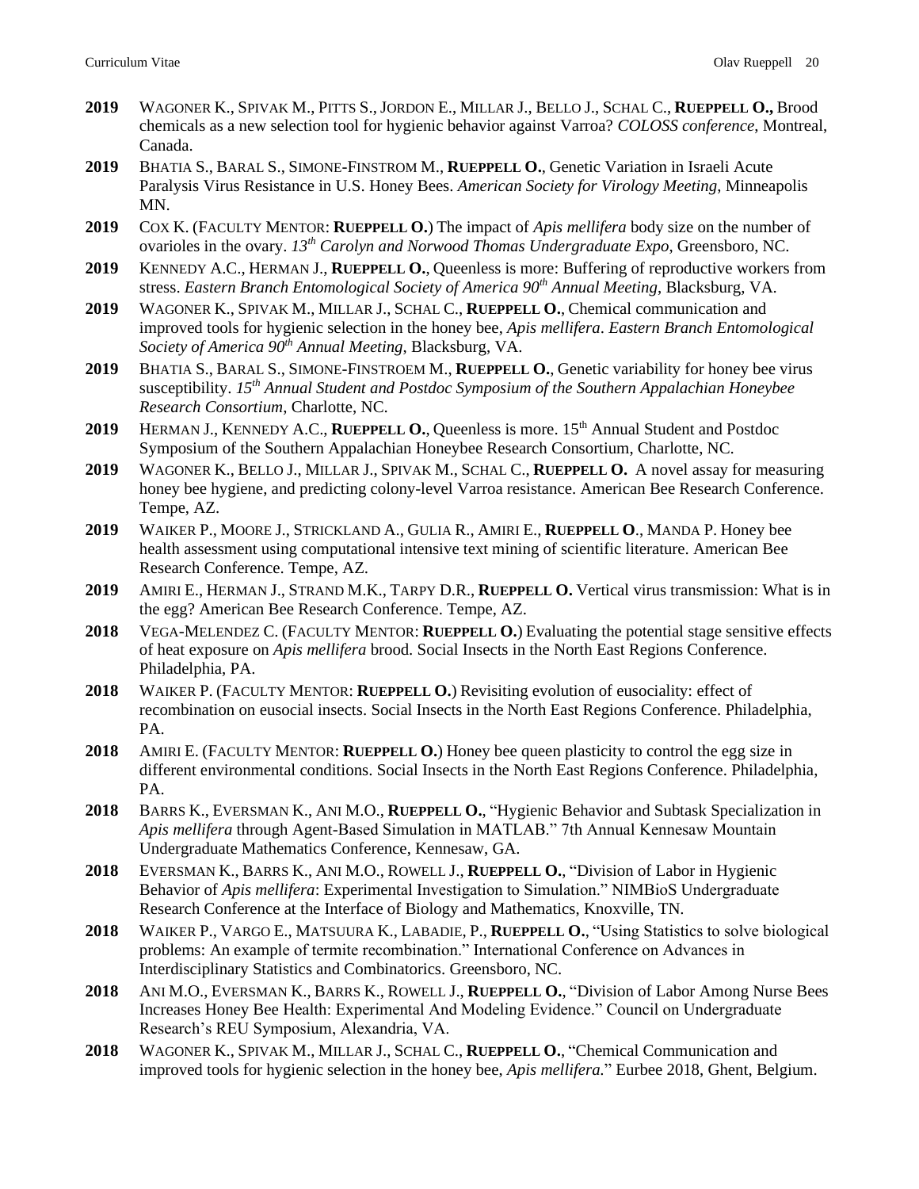**2019** WAGONER K., SPIVAK M., PITTS S., JORDON E., MILLAR J., BELLO J., SCHAL C., **RUEPPELL O.,** Brood chemicals as a new selection tool for hygienic behavior against Varroa? *COLOSS conference*, Montreal, Canada.

**2019** BHATIA S., BARAL S., SIMONE-FINSTROM M., **RUEPPELL O.**, Genetic Variation in Israeli Acute Paralysis Virus Resistance in U.S. Honey Bees. *American Society for Virology Meeting*, Minneapolis MN.

**2019** COX K. (FACULTY MENTOR: **RUEPPELL O.**) The impact of *Apis mellifera* body size on the number of ovarioles in the ovary. *13th Carolyn and Norwood Thomas Undergraduate Expo*, Greensboro, NC.

**2019** KENNEDY A.C., HERMAN J., **RUEPPELL O.**, Queenless is more: Buffering of reproductive workers from stress. *Eastern Branch Entomological Society of America 90th Annual Meeting*, Blacksburg, VA.

**2019** WAGONER K., SPIVAK M., MILLAR J., SCHAL C., **RUEPPELL O.**, Chemical communication and improved tools for hygienic selection in the honey bee, *Apis mellifera*. *Eastern Branch Entomological Society of America 90th Annual Meeting*, Blacksburg, VA.

**2019** BHATIA S., BARAL S., SIMONE-FINSTROEM M., **RUEPPELL O.**, Genetic variability for honey bee virus susceptibility. *15th Annual Student and Postdoc Symposium of the Southern Appalachian Honeybee Research Consortium*, Charlotte, NC.

**2019** HERMAN J., KENNEDY A.C., **RUEPPELL O.**, Queenless is more. 15th Annual Student and Postdoc Symposium of the Southern Appalachian Honeybee Research Consortium, Charlotte, NC.

**2019** WAGONER K., BELLO J., MILLAR J., SPIVAK M., SCHAL C., **RUEPPELL O.** A novel assay for measuring honey bee hygiene, and predicting colony-level Varroa resistance. American Bee Research Conference. Tempe, AZ.

**2019** WAIKER P., MOORE J., STRICKLAND A., GULIA R., AMIRI E., **RUEPPELL O**., MANDA P. Honey bee health assessment using computational intensive text mining of scientific literature. American Bee Research Conference. Tempe, AZ.

**2019** AMIRI E., HERMAN J., STRAND M.K., TARPY D.R., **RUEPPELL O.** Vertical virus transmission: What is in the egg? American Bee Research Conference. Tempe, AZ.

**2018** VEGA-MELENDEZ C. (FACULTY MENTOR: **RUEPPELL O.**) Evaluating the potential stage sensitive effects of heat exposure on *Apis mellifera* brood. Social Insects in the North East Regions Conference. Philadelphia, PA.

**2018** WAIKER P. (FACULTY MENTOR: **RUEPPELL O.**) Revisiting evolution of eusociality: effect of recombination on eusocial insects. Social Insects in the North East Regions Conference. Philadelphia, PA.

**2018** AMIRI E. (FACULTY MENTOR: **RUEPPELL O.**) Honey bee queen plasticity to control the egg size in different environmental conditions. Social Insects in the North East Regions Conference. Philadelphia, PA.

**2018** BARRS K., EVERSMAN K., ANI M.O., **RUEPPELL O.**, "Hygienic Behavior and Subtask Specialization in *Apis mellifera* through Agent-Based Simulation in MATLAB." 7th Annual Kennesaw Mountain Undergraduate Mathematics Conference, Kennesaw, GA.

**2018** EVERSMAN K., BARRS K., ANI M.O., ROWELL J., **RUEPPELL O.**, "Division of Labor in Hygienic Behavior of *Apis mellifera*: Experimental Investigation to Simulation." NIMBioS Undergraduate Research Conference at the Interface of Biology and Mathematics, Knoxville, TN.

**2018** WAIKER P., VARGO E., MATSUURA K., LABADIE, P., **RUEPPELL O.**, "Using Statistics to solve biological problems: An example of termite recombination." International Conference on Advances in Interdisciplinary Statistics and Combinatorics. Greensboro, NC.

**2018** ANI M.O., EVERSMAN K., BARRS K., ROWELL J., **RUEPPELL O.**, "Division of Labor Among Nurse Bees Increases Honey Bee Health: Experimental And Modeling Evidence." Council on Undergraduate Research's REU Symposium, Alexandria, VA.

**2018** WAGONER K., SPIVAK M., MILLAR J., SCHAL C., **RUEPPELL O.**, "Chemical Communication and improved tools for hygienic selection in the honey bee, *Apis mellifera*." Eurbee 2018, Ghent, Belgium.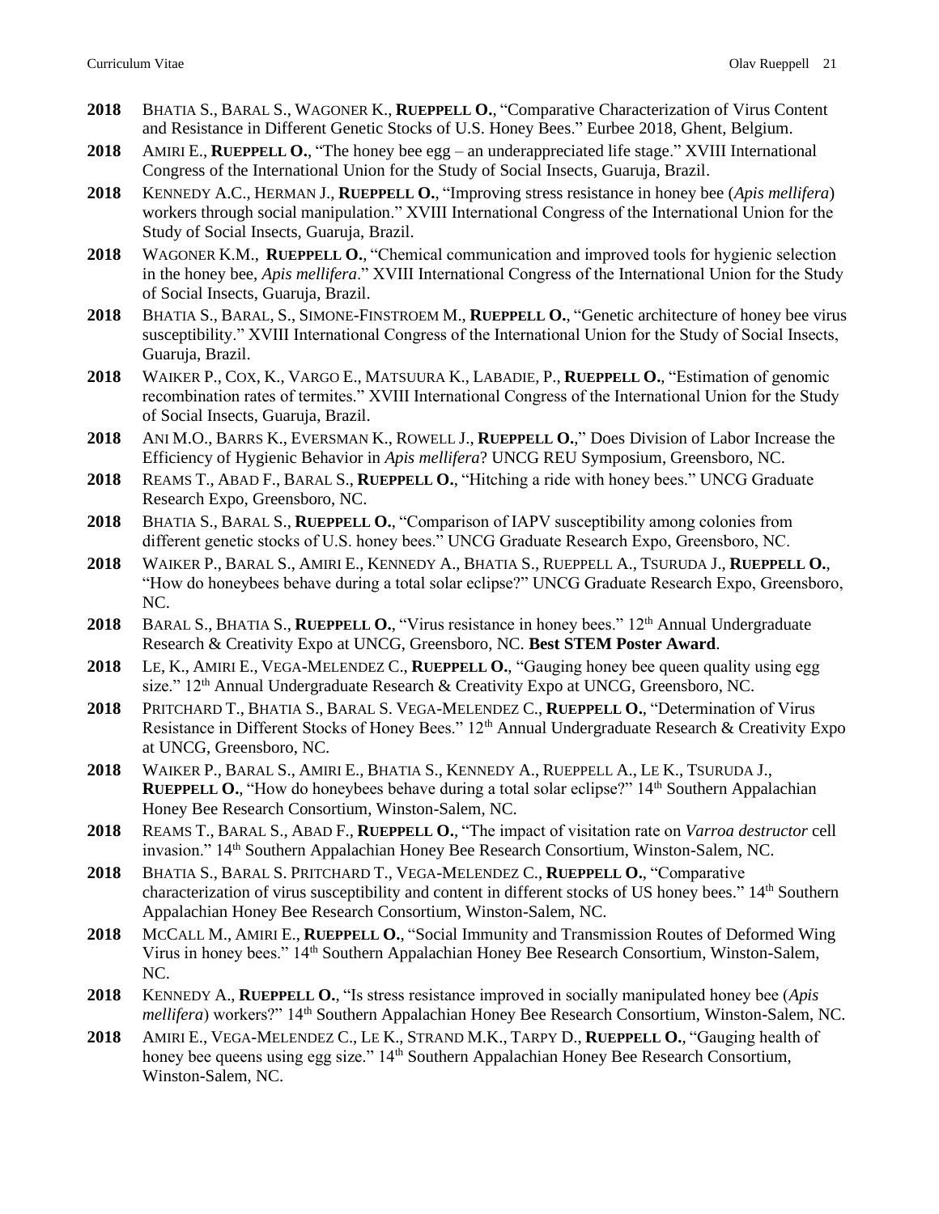**2018** BHATIA S., BARAL S., WAGONER K., **RUEPPELL O.**, "Comparative Characterization of Virus Content and Resistance in Different Genetic Stocks of U.S. Honey Bees." Eurbee 2018, Ghent, Belgium.

**2018** AMIRI E., **RUEPPELL O.**, "The honey bee egg – an underappreciated life stage." XVIII International Congress of the International Union for the Study of Social Insects, Guaruja, Brazil.

**2018** KENNEDY A.C., HERMAN J., **RUEPPELL O.**, "Improving stress resistance in honey bee (*Apis mellifera*) workers through social manipulation." XVIII International Congress of the International Union for the Study of Social Insects, Guaruja, Brazil.

**2018** WAGONER K.M., **RUEPPELL O.**, "Chemical communication and improved tools for hygienic selection in the honey bee, *Apis mellifera*." XVIII International Congress of the International Union for the Study of Social Insects, Guaruja, Brazil.

**2018** BHATIA S., BARAL, S., SIMONE-FINSTROEM M., **RUEPPELL O.**, "Genetic architecture of honey bee virus susceptibility." XVIII International Congress of the International Union for the Study of Social Insects, Guaruja, Brazil.

**2018** WAIKER P., COX, K., VARGO E., MATSUURA K., LABADIE, P., **RUEPPELL O.**, "Estimation of genomic recombination rates of termites." XVIII International Congress of the International Union for the Study of Social Insects, Guaruja, Brazil.

**2018** ANI M.O., BARRS K., EVERSMAN K., ROWELL J., **RUEPPELL O.**," Does Division of Labor Increase the Efficiency of Hygienic Behavior in *Apis mellifera*? UNCG REU Symposium, Greensboro, NC.

**2018** REAMS T., ABAD F., BARAL S., **RUEPPELL O.**, "Hitching a ride with honey bees." UNCG Graduate Research Expo, Greensboro, NC.

**2018** BHATIA S., BARAL S., **RUEPPELL O.**, "Comparison of IAPV susceptibility among colonies from different genetic stocks of U.S. honey bees." UNCG Graduate Research Expo, Greensboro, NC.

**2018** WAIKER P., BARAL S., AMIRI E., KENNEDY A., BHATIA S., RUEPPELL A., TSURUDA J., **RUEPPELL O.**, "How do honeybees behave during a total solar eclipse?" UNCG Graduate Research Expo, Greensboro, NC.

**2018** BARAL S., BHATIA S., **RUEPPELL O.**, "Virus resistance in honey bees." 12th Annual Undergraduate Research & Creativity Expo at UNCG, Greensboro, NC. **Best STEM Poster Award**.

**2018** LE, K., AMIRI E., VEGA-MELENDEZ C., **RUEPPELL O.**, "Gauging honey bee queen quality using egg size." 12th Annual Undergraduate Research & Creativity Expo at UNCG, Greensboro, NC.

**2018** PRITCHARD T., BHATIA S., BARAL S. VEGA-MELENDEZ C., **RUEPPELL O.**, "Determination of Virus Resistance in Different Stocks of Honey Bees." 12th Annual Undergraduate Research & Creativity Expo at UNCG, Greensboro, NC.

**2018** WAIKER P., BARAL S., AMIRI E., BHATIA S., KENNEDY A., RUEPPELL A., LE K., TSURUDA J., **RUEPPELL O.**, "How do honeybees behave during a total solar eclipse?" 14th Southern Appalachian Honey Bee Research Consortium, Winston-Salem, NC.

**2018** REAMS T., BARAL S., ABAD F., **RUEPPELL O.**, "The impact of visitation rate on *Varroa destructor* cell invasion." 14th Southern Appalachian Honey Bee Research Consortium, Winston-Salem, NC.

**2018** BHATIA S., BARAL S. PRITCHARD T., VEGA-MELENDEZ C., **RUEPPELL O.**, "Comparative characterization of virus susceptibility and content in different stocks of US honey bees." 14th Southern Appalachian Honey Bee Research Consortium, Winston-Salem, NC.

**2018** MCCALL M., AMIRI E., **RUEPPELL O.**, "Social Immunity and Transmission Routes of Deformed Wing Virus in honey bees." 14th Southern Appalachian Honey Bee Research Consortium, Winston-Salem, NC.

**2018** KENNEDY A., **RUEPPELL O.**, "Is stress resistance improved in socially manipulated honey bee (*Apis mellifera*) workers?" 14th Southern Appalachian Honey Bee Research Consortium, Winston-Salem, NC.

**2018** AMIRI E., VEGA-MELENDEZ C., LE K., STRAND M.K., TARPY D., **RUEPPELL O.**, "Gauging health of honey bee queens using egg size." 14th Southern Appalachian Honey Bee Research Consortium, Winston-Salem, NC.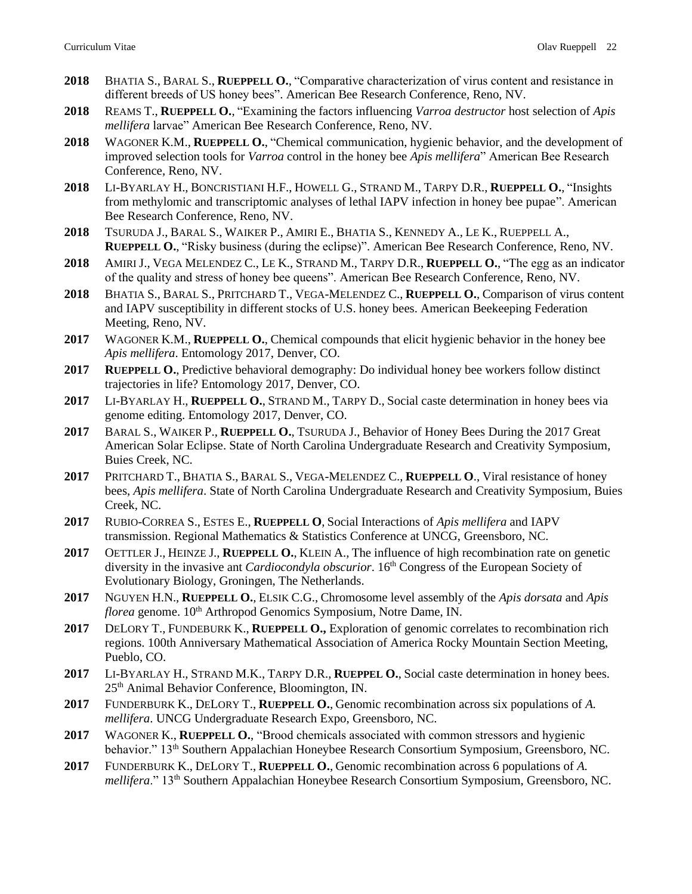**2018** BHATIA S., BARAL S., **RUEPPELL O.**, "Comparative characterization of virus content and resistance in different breeds of US honey bees". American Bee Research Conference, Reno, NV.

**2018** REAMS T., **RUEPPELL O.**, "Examining the factors influencing *Varroa destructor* host selection of *Apis mellifera* larvae" American Bee Research Conference, Reno, NV.

**2018** WAGONER K.M., **RUEPPELL O.**, "Chemical communication, hygienic behavior, and the development of improved selection tools for *Varroa* control in the honey bee *Apis mellifera*" American Bee Research Conference, Reno, NV.

**2018** LI-BYARLAY H., BONCRISTIANI H.F., HOWELL G., STRAND M., TARPY D.R., **RUEPPELL O.**, "Insights from methylomic and transcriptomic analyses of lethal IAPV infection in honey bee pupae". American Bee Research Conference, Reno, NV.

**2018** TSURUDA J., BARAL S., WAIKER P., AMIRI E., BHATIA S., KENNEDY A., LE K., RUEPPELL A., **RUEPPELL O.**, "Risky business (during the eclipse)". American Bee Research Conference, Reno, NV.

**2018** AMIRI J., VEGA MELENDEZ C., LE K., STRAND M., TARPY D.R., **RUEPPELL O.**, "The egg as an indicator of the quality and stress of honey bee queens". American Bee Research Conference, Reno, NV.

**2018** BHATIA S., BARAL S., PRITCHARD T., VEGA-MELENDEZ C., **RUEPPELL O.**, Comparison of virus content and IAPV susceptibility in different stocks of U.S. honey bees. American Beekeeping Federation Meeting, Reno, NV.

**2017** WAGONER K.M., **RUEPPELL O.**, Chemical compounds that elicit hygienic behavior in the honey bee *Apis mellifera*. Entomology 2017, Denver, CO.

**2017** **RUEPPELL O.**, Predictive behavioral demography: Do individual honey bee workers follow distinct trajectories in life? Entomology 2017, Denver, CO.

**2017** LI-BYARLAY H., **RUEPPELL O.**, STRAND M., TARPY D., Social caste determination in honey bees via genome editing. Entomology 2017, Denver, CO.

**2017** BARAL S., WAIKER P., **RUEPPELL O.**, TSURUDA J., Behavior of Honey Bees During the 2017 Great American Solar Eclipse. State of North Carolina Undergraduate Research and Creativity Symposium, Buies Creek, NC.

**2017** PRITCHARD T., BHATIA S., BARAL S., VEGA-MELENDEZ C., **RUEPPELL O**., Viral resistance of honey bees, *Apis mellifera*. State of North Carolina Undergraduate Research and Creativity Symposium, Buies Creek, NC.

**2017** RUBIO-CORREA S., ESTES E., **RUEPPELL O**, Social Interactions of *Apis mellifera* and IAPV transmission. Regional Mathematics & Statistics Conference at UNCG, Greensboro, NC.

**2017** OETTLER J., HEINZE J., **RUEPPELL O.**, KLEIN A., The influence of high recombination rate on genetic diversity in the invasive ant *Cardiocondyla obscurior*. 16th Congress of the European Society of Evolutionary Biology, Groningen, The Netherlands.

**2017** NGUYEN H.N., **RUEPPELL O.**, ELSIK C.G., Chromosome level assembly of the *Apis dorsata* and *Apis florea* genome. 10th Arthropod Genomics Symposium, Notre Dame, IN.

**2017** DELORY T., FUNDEBURK K., **RUEPPELL O.,** Exploration of genomic correlates to recombination rich regions. 100th Anniversary Mathematical Association of America Rocky Mountain Section Meeting, Pueblo, CO.

**2017** LI-BYARLAY H., STRAND M.K., TARPY D.R., **RUEPPEL O.**, Social caste determination in honey bees. 25th Animal Behavior Conference, Bloomington, IN.

**2017** FUNDERBURK K., DELORY T., **RUEPPELL O.**, Genomic recombination across six populations of *A. mellifera*. UNCG Undergraduate Research Expo, Greensboro, NC.

**2017** WAGONER K., **RUEPPELL O.**, "Brood chemicals associated with common stressors and hygienic behavior." 13th Southern Appalachian Honeybee Research Consortium Symposium, Greensboro, NC.

**2017** FUNDERBURK K., DELORY T., **RUEPPELL O.**, Genomic recombination across 6 populations of *A. mellifera*." 13th Southern Appalachian Honeybee Research Consortium Symposium, Greensboro, NC.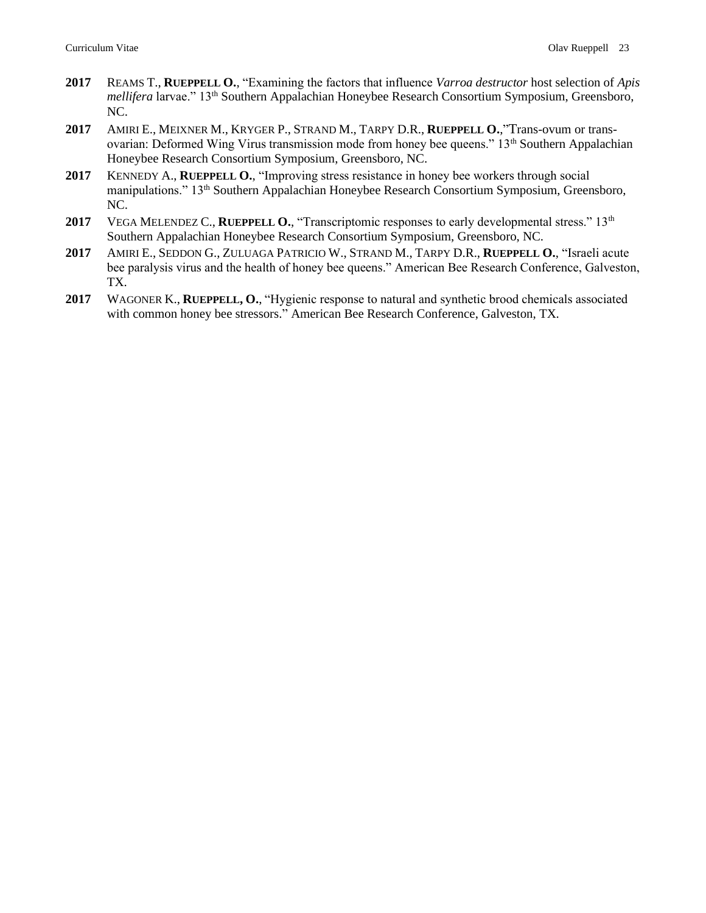**2017** REAMS T., **RUEPPELL O.**, "Examining the factors that influence *Varroa destructor* host selection of *Apis mellifera* larvae." 13th Southern Appalachian Honeybee Research Consortium Symposium, Greensboro, NC.

**2017** AMIRI E., MEIXNER M., KRYGER P., STRAND M., TARPY D.R., **RUEPPELL O.**,"Trans-ovum or trans-ovarian: Deformed Wing Virus transmission mode from honey bee queens." 13th Southern Appalachian Honeybee Research Consortium Symposium, Greensboro, NC.

**2017** KENNEDY A., **RUEPPELL O.**, "Improving stress resistance in honey bee workers through social manipulations." 13th Southern Appalachian Honeybee Research Consortium Symposium, Greensboro, NC.

**2017** VEGA MELENDEZ C., **RUEPPELL O.**, "Transcriptomic responses to early developmental stress." 13th Southern Appalachian Honeybee Research Consortium Symposium, Greensboro, NC.

**2017** AMIRI E., SEDDON G., ZULUAGA PATRICIO W., STRAND M., TARPY D.R., **RUEPPELL O.**, "Israeli acute bee paralysis virus and the health of honey bee queens." American Bee Research Conference, Galveston, TX.

**2017** WAGONER K., **RUEPPELL, O.**, "Hygienic response to natural and synthetic brood chemicals associated with common honey bee stressors." American Bee Research Conference, Galveston, TX.